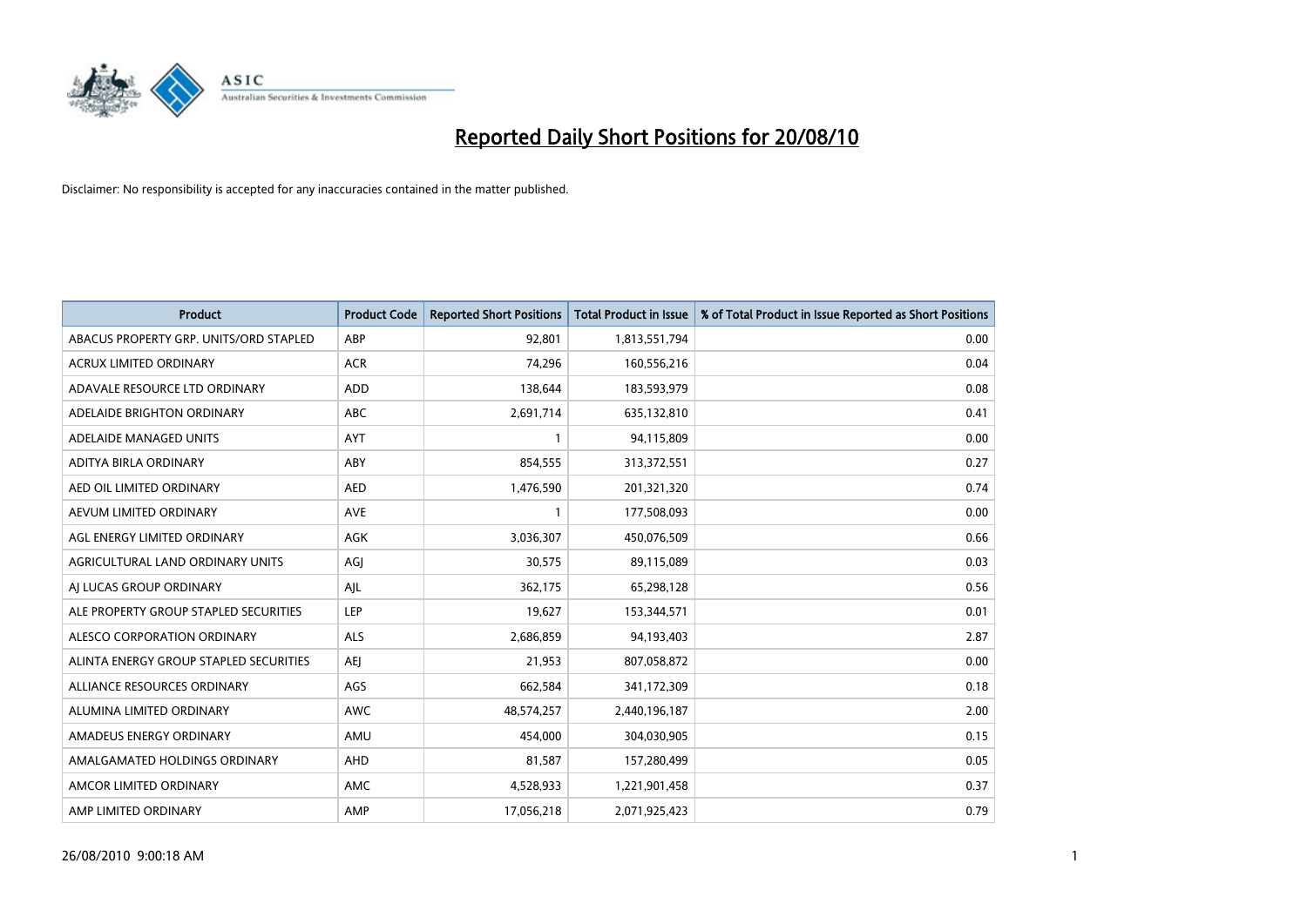# Reported Daily Short Positions for 20/08/10

Disclaimer: No responsibility is accepted for any inaccuracies contained in the matter published.

| Product | Product Code | Reported Short Positions | Total Product in Issue | % of Total Product in Issue Reported as Short Positions |
|---|---|---|---|---|
| ABACUS PROPERTY GRP. UNITS/ORD STAPLED | ABP | 92,801 | 1,813,551,794 | 0.00 |
| ACRUX LIMITED ORDINARY | ACR | 74,296 | 160,556,216 | 0.04 |
| ADAVALE RESOURCE LTD ORDINARY | ADD | 138,644 | 183,593,979 | 0.08 |
| ADELAIDE BRIGHTON ORDINARY | ABC | 2,691,714 | 635,132,810 | 0.41 |
| ADELAIDE MANAGED UNITS | AYT | 1 | 94,115,809 | 0.00 |
| ADITYA BIRLA ORDINARY | ABY | 854,555 | 313,372,551 | 0.27 |
| AED OIL LIMITED ORDINARY | AED | 1,476,590 | 201,321,320 | 0.74 |
| AEVUM LIMITED ORDINARY | AVE | 1 | 177,508,093 | 0.00 |
| AGL ENERGY LIMITED ORDINARY | AGK | 3,036,307 | 450,076,509 | 0.66 |
| AGRICULTURAL LAND ORDINARY UNITS | AGJ | 30,575 | 89,115,089 | 0.03 |
| AJ LUCAS GROUP ORDINARY | AJL | 362,175 | 65,298,128 | 0.56 |
| ALE PROPERTY GROUP STAPLED SECURITIES | LEP | 19,627 | 153,344,571 | 0.01 |
| ALESCO CORPORATION ORDINARY | ALS | 2,686,859 | 94,193,403 | 2.87 |
| ALINTA ENERGY GROUP STAPLED SECURITIES | AEJ | 21,953 | 807,058,872 | 0.00 |
| ALLIANCE RESOURCES ORDINARY | AGS | 662,584 | 341,172,309 | 0.18 |
| ALUMINA LIMITED ORDINARY | AWC | 48,574,257 | 2,440,196,187 | 2.00 |
| AMADEUS ENERGY ORDINARY | AMU | 454,000 | 304,030,905 | 0.15 |
| AMALGAMATED HOLDINGS ORDINARY | AHD | 81,587 | 157,280,499 | 0.05 |
| AMCOR LIMITED ORDINARY | AMC | 4,528,933 | 1,221,901,458 | 0.37 |
| AMP LIMITED ORDINARY | AMP | 17,056,218 | 2,071,925,423 | 0.79 |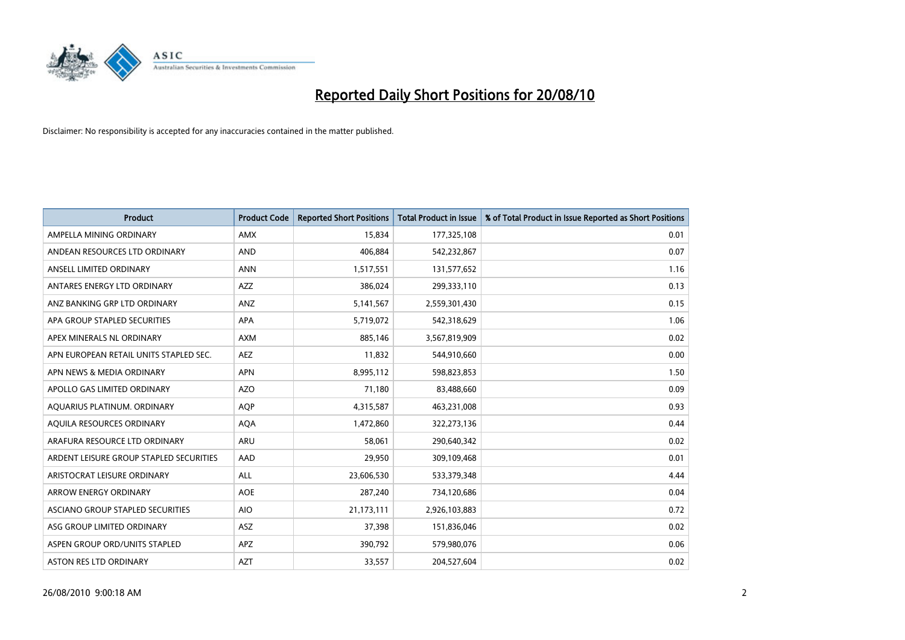# Reported Daily Short Positions for 20/08/10

Disclaimer: No responsibility is accepted for any inaccuracies contained in the matter published.

| Product | Product Code | Reported Short Positions | Total Product in Issue | % of Total Product in Issue Reported as Short Positions |
|---|---|---|---|---|
| AMPELLA MINING ORDINARY | AMX | 15,834 | 177,325,108 | 0.01 |
| ANDEAN RESOURCES LTD ORDINARY | AND | 406,884 | 542,232,867 | 0.07 |
| ANSELL LIMITED ORDINARY | ANN | 1,517,551 | 131,577,652 | 1.16 |
| ANTARES ENERGY LTD ORDINARY | AZZ | 386,024 | 299,333,110 | 0.13 |
| ANZ BANKING GRP LTD ORDINARY | ANZ | 5,141,567 | 2,559,301,430 | 0.15 |
| APA GROUP STAPLED SECURITIES | APA | 5,719,072 | 542,318,629 | 1.06 |
| APEX MINERALS NL ORDINARY | AXM | 885,146 | 3,567,819,909 | 0.02 |
| APN EUROPEAN RETAIL UNITS STAPLED SEC. | AEZ | 11,832 | 544,910,660 | 0.00 |
| APN NEWS & MEDIA ORDINARY | APN | 8,995,112 | 598,823,853 | 1.50 |
| APOLLO GAS LIMITED ORDINARY | AZO | 71,180 | 83,488,660 | 0.09 |
| AQUARIUS PLATINUM. ORDINARY | AQP | 4,315,587 | 463,231,008 | 0.93 |
| AQUILA RESOURCES ORDINARY | AQA | 1,472,860 | 322,273,136 | 0.44 |
| ARAFURA RESOURCE LTD ORDINARY | ARU | 58,061 | 290,640,342 | 0.02 |
| ARDENT LEISURE GROUP STAPLED SECURITIES | AAD | 29,950 | 309,109,468 | 0.01 |
| ARISTOCRAT LEISURE ORDINARY | ALL | 23,606,530 | 533,379,348 | 4.44 |
| ARROW ENERGY ORDINARY | AOE | 287,240 | 734,120,686 | 0.04 |
| ASCIANO GROUP STAPLED SECURITIES | AIO | 21,173,111 | 2,926,103,883 | 0.72 |
| ASG GROUP LIMITED ORDINARY | ASZ | 37,398 | 151,836,046 | 0.02 |
| ASPEN GROUP ORD/UNITS STAPLED | APZ | 390,792 | 579,980,076 | 0.06 |
| ASTON RES LTD ORDINARY | AZT | 33,557 | 204,527,604 | 0.02 |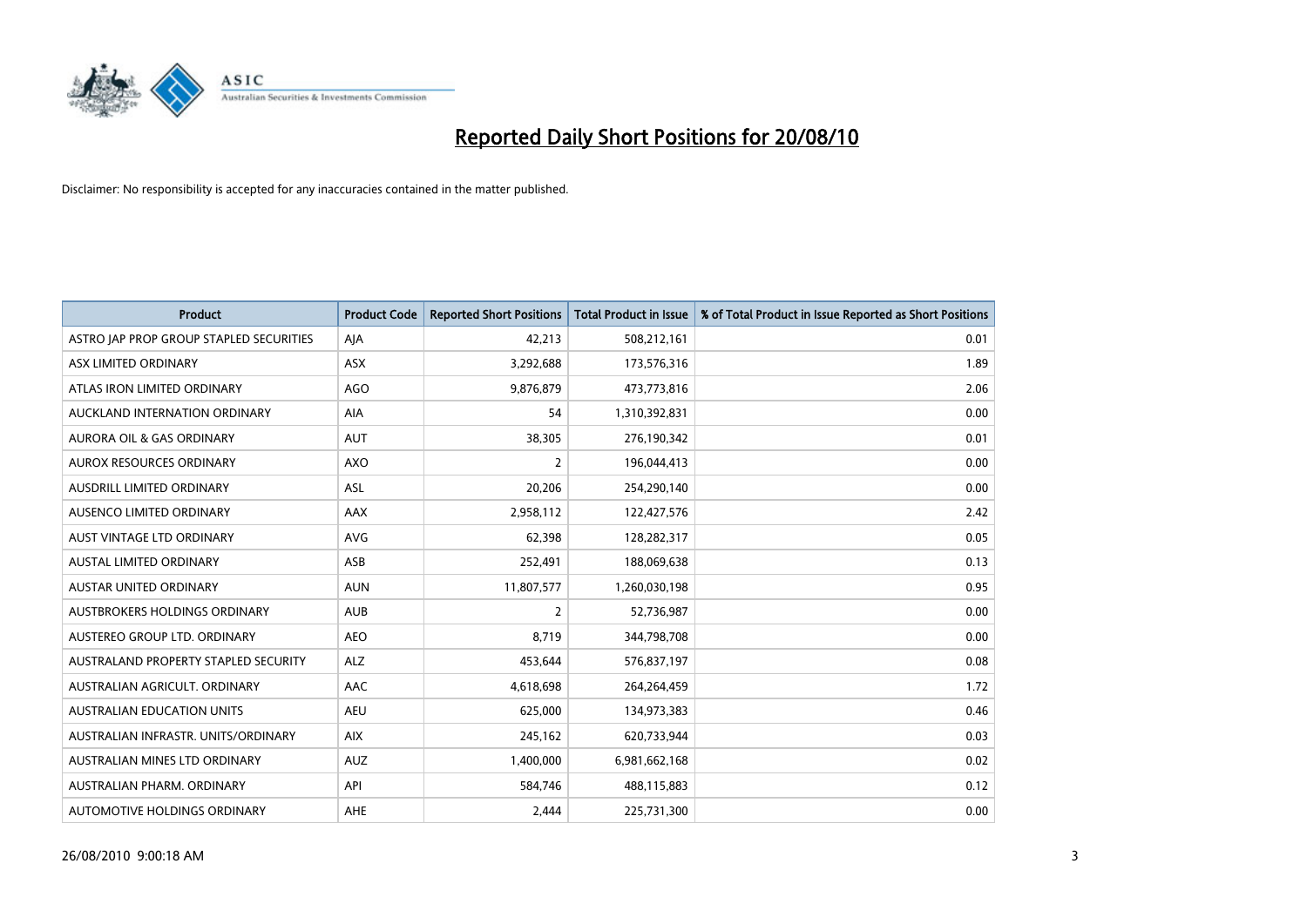# Reported Daily Short Positions for 20/08/10

Disclaimer: No responsibility is accepted for any inaccuracies contained in the matter published.

| Product | Product Code | Reported Short Positions | Total Product in Issue | % of Total Product in Issue Reported as Short Positions |
|---|---|---|---|---|
| ASTRO JAP PROP GROUP STAPLED SECURITIES | AJA | 42,213 | 508,212,161 | 0.01 |
| ASX LIMITED ORDINARY | ASX | 3,292,688 | 173,576,316 | 1.89 |
| ATLAS IRON LIMITED ORDINARY | AGO | 9,876,879 | 473,773,816 | 2.06 |
| AUCKLAND INTERNATION ORDINARY | AIA | 54 | 1,310,392,831 | 0.00 |
| AURORA OIL & GAS ORDINARY | AUT | 38,305 | 276,190,342 | 0.01 |
| AUROX RESOURCES ORDINARY | AXO | 2 | 196,044,413 | 0.00 |
| AUSDRILL LIMITED ORDINARY | ASL | 20,206 | 254,290,140 | 0.00 |
| AUSENCO LIMITED ORDINARY | AAX | 2,958,112 | 122,427,576 | 2.42 |
| AUST VINTAGE LTD ORDINARY | AVG | 62,398 | 128,282,317 | 0.05 |
| AUSTAL LIMITED ORDINARY | ASB | 252,491 | 188,069,638 | 0.13 |
| AUSTAR UNITED ORDINARY | AUN | 11,807,577 | 1,260,030,198 | 0.95 |
| AUSTBROKERS HOLDINGS ORDINARY | AUB | 2 | 52,736,987 | 0.00 |
| AUSTEREO GROUP LTD. ORDINARY | AEO | 8,719 | 344,798,708 | 0.00 |
| AUSTRALAND PROPERTY STAPLED SECURITY | ALZ | 453,644 | 576,837,197 | 0.08 |
| AUSTRALIAN AGRICULT. ORDINARY | AAC | 4,618,698 | 264,264,459 | 1.72 |
| AUSTRALIAN EDUCATION UNITS | AEU | 625,000 | 134,973,383 | 0.46 |
| AUSTRALIAN INFRASTR. UNITS/ORDINARY | AIX | 245,162 | 620,733,944 | 0.03 |
| AUSTRALIAN MINES LTD ORDINARY | AUZ | 1,400,000 | 6,981,662,168 | 0.02 |
| AUSTRALIAN PHARM. ORDINARY | API | 584,746 | 488,115,883 | 0.12 |
| AUTOMOTIVE HOLDINGS ORDINARY | AHE | 2,444 | 225,731,300 | 0.00 |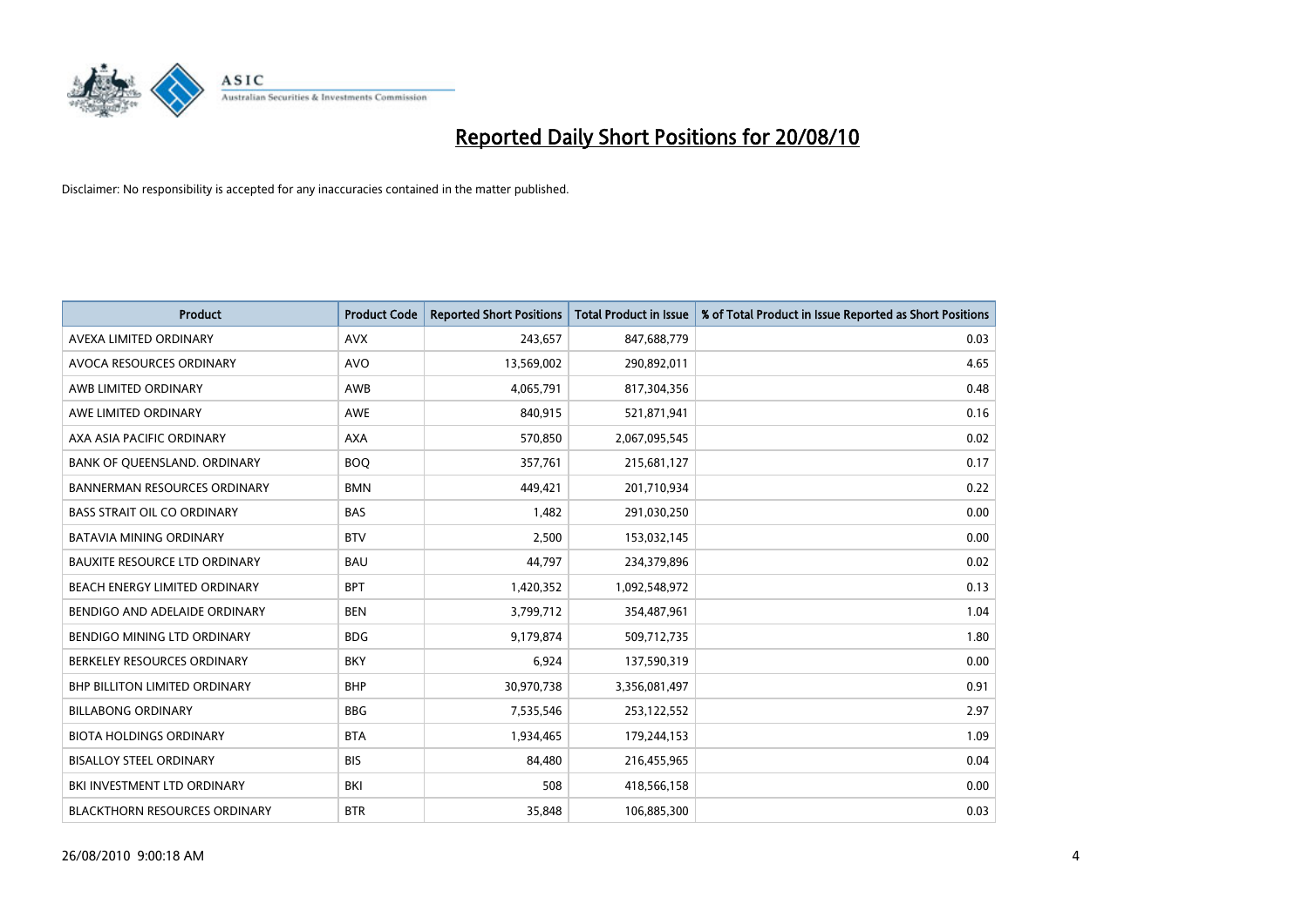# Reported Daily Short Positions for 20/08/10

Disclaimer: No responsibility is accepted for any inaccuracies contained in the matter published.

| Product | Product Code | Reported Short Positions | Total Product in Issue | % of Total Product in Issue Reported as Short Positions |
|---|---|---|---|---|
| AVEXA LIMITED ORDINARY | AVX | 243,657 | 847,688,779 | 0.03 |
| AVOCA RESOURCES ORDINARY | AVO | 13,569,002 | 290,892,011 | 4.65 |
| AWB LIMITED ORDINARY | AWB | 4,065,791 | 817,304,356 | 0.48 |
| AWE LIMITED ORDINARY | AWE | 840,915 | 521,871,941 | 0.16 |
| AXA ASIA PACIFIC ORDINARY | AXA | 570,850 | 2,067,095,545 | 0.02 |
| BANK OF QUEENSLAND. ORDINARY | BOQ | 357,761 | 215,681,127 | 0.17 |
| BANNERMAN RESOURCES ORDINARY | BMN | 449,421 | 201,710,934 | 0.22 |
| BASS STRAIT OIL CO ORDINARY | BAS | 1,482 | 291,030,250 | 0.00 |
| BATAVIA MINING ORDINARY | BTV | 2,500 | 153,032,145 | 0.00 |
| BAUXITE RESOURCE LTD ORDINARY | BAU | 44,797 | 234,379,896 | 0.02 |
| BEACH ENERGY LIMITED ORDINARY | BPT | 1,420,352 | 1,092,548,972 | 0.13 |
| BENDIGO AND ADELAIDE ORDINARY | BEN | 3,799,712 | 354,487,961 | 1.04 |
| BENDIGO MINING LTD ORDINARY | BDG | 9,179,874 | 509,712,735 | 1.80 |
| BERKELEY RESOURCES ORDINARY | BKY | 6,924 | 137,590,319 | 0.00 |
| BHP BILLITON LIMITED ORDINARY | BHP | 30,970,738 | 3,356,081,497 | 0.91 |
| BILLABONG ORDINARY | BBG | 7,535,546 | 253,122,552 | 2.97 |
| BIOTA HOLDINGS ORDINARY | BTA | 1,934,465 | 179,244,153 | 1.09 |
| BISALLOY STEEL ORDINARY | BIS | 84,480 | 216,455,965 | 0.04 |
| BKI INVESTMENT LTD ORDINARY | BKI | 508 | 418,566,158 | 0.00 |
| BLACKTHORN RESOURCES ORDINARY | BTR | 35,848 | 106,885,300 | 0.03 |

26/08/2010 9:00:18 AM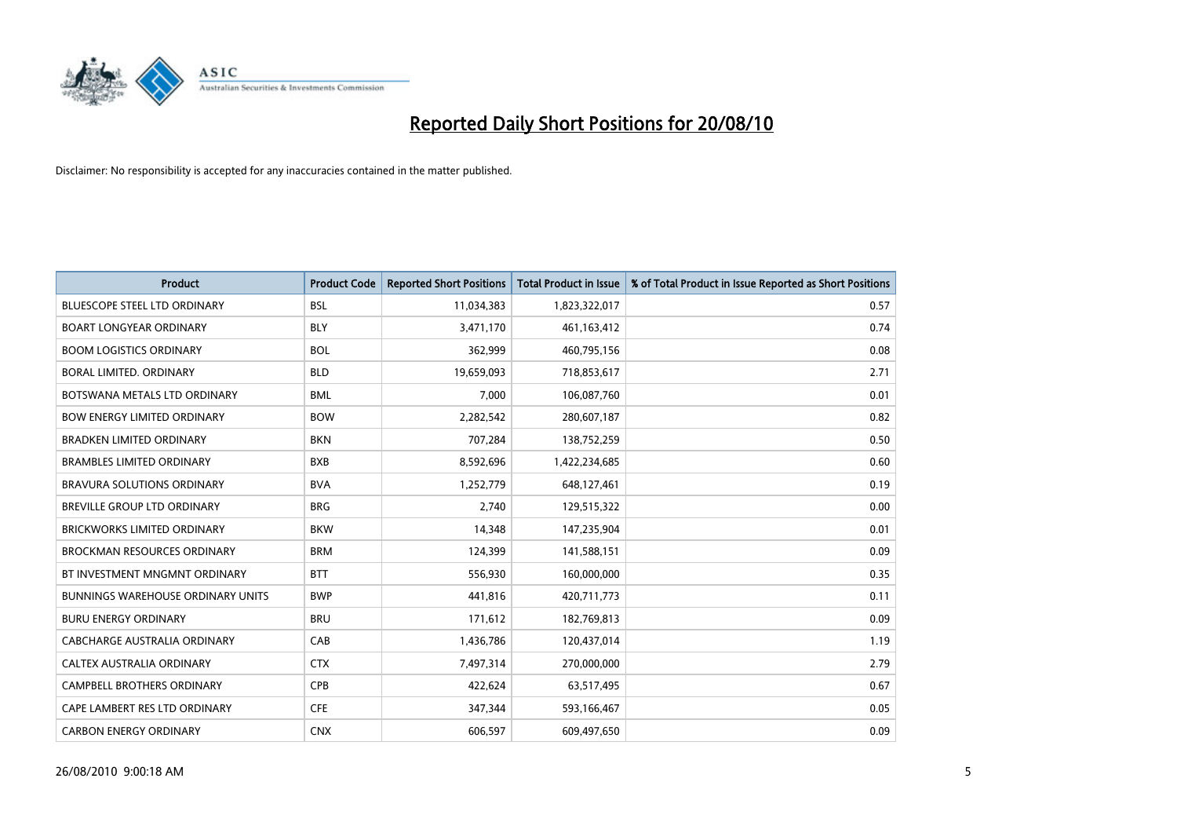# Reported Daily Short Positions for 20/08/10

Disclaimer: No responsibility is accepted for any inaccuracies contained in the matter published.

| Product | Product Code | Reported Short Positions | Total Product in Issue | % of Total Product in Issue Reported as Short Positions |
|---|---|---|---|---|
| BLUESCOPE STEEL LTD ORDINARY | BSL | 11,034,383 | 1,823,322,017 | 0.57 |
| BOART LONGYEAR ORDINARY | BLY | 3,471,170 | 461,163,412 | 0.74 |
| BOOM LOGISTICS ORDINARY | BOL | 362,999 | 460,795,156 | 0.08 |
| BORAL LIMITED. ORDINARY | BLD | 19,659,093 | 718,853,617 | 2.71 |
| BOTSWANA METALS LTD ORDINARY | BML | 7,000 | 106,087,760 | 0.01 |
| BOW ENERGY LIMITED ORDINARY | BOW | 2,282,542 | 280,607,187 | 0.82 |
| BRADKEN LIMITED ORDINARY | BKN | 707,284 | 138,752,259 | 0.50 |
| BRAMBLES LIMITED ORDINARY | BXB | 8,592,696 | 1,422,234,685 | 0.60 |
| BRAVURA SOLUTIONS ORDINARY | BVA | 1,252,779 | 648,127,461 | 0.19 |
| BREVILLE GROUP LTD ORDINARY | BRG | 2,740 | 129,515,322 | 0.00 |
| BRICKWORKS LIMITED ORDINARY | BKW | 14,348 | 147,235,904 | 0.01 |
| BROCKMAN RESOURCES ORDINARY | BRM | 124,399 | 141,588,151 | 0.09 |
| BT INVESTMENT MNGMNT ORDINARY | BTT | 556,930 | 160,000,000 | 0.35 |
| BUNNINGS WAREHOUSE ORDINARY UNITS | BWP | 441,816 | 420,711,773 | 0.11 |
| BURU ENERGY ORDINARY | BRU | 171,612 | 182,769,813 | 0.09 |
| CABCHARGE AUSTRALIA ORDINARY | CAB | 1,436,786 | 120,437,014 | 1.19 |
| CALTEX AUSTRALIA ORDINARY | CTX | 7,497,314 | 270,000,000 | 2.79 |
| CAMPBELL BROTHERS ORDINARY | CPB | 422,624 | 63,517,495 | 0.67 |
| CAPE LAMBERT RES LTD ORDINARY | CFE | 347,344 | 593,166,467 | 0.05 |
| CARBON ENERGY ORDINARY | CNX | 606,597 | 609,497,650 | 0.09 |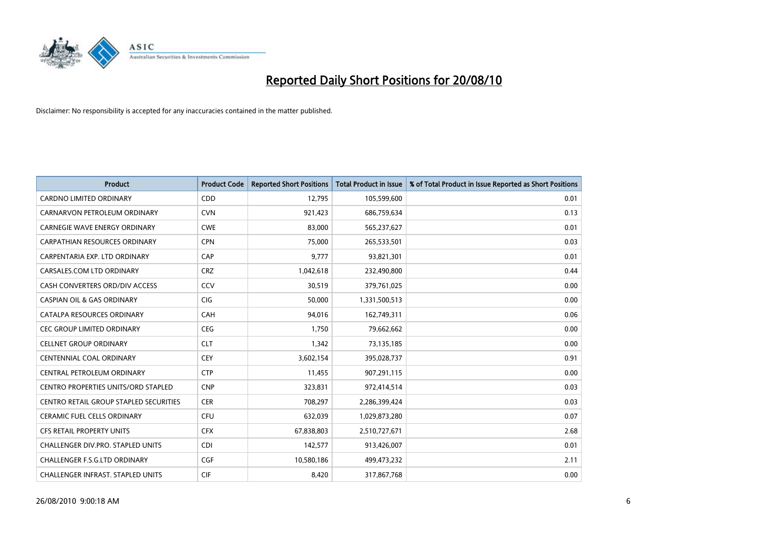# Reported Daily Short Positions for 20/08/10

Disclaimer: No responsibility is accepted for any inaccuracies contained in the matter published.

| Product | Product Code | Reported Short Positions | Total Product in Issue | % of Total Product in Issue Reported as Short Positions |
|---|---|---|---|---|
| CARDNO LIMITED ORDINARY | CDD | 12,795 | 105,599,600 | 0.01 |
| CARNARVON PETROLEUM ORDINARY | CVN | 921,423 | 686,759,634 | 0.13 |
| CARNEGIE WAVE ENERGY ORDINARY | CWE | 83,000 | 565,237,627 | 0.01 |
| CARPATHIAN RESOURCES ORDINARY | CPN | 75,000 | 265,533,501 | 0.03 |
| CARPENTARIA EXP. LTD ORDINARY | CAP | 9,777 | 93,821,301 | 0.01 |
| CARSALES.COM LTD ORDINARY | CRZ | 1,042,618 | 232,490,800 | 0.44 |
| CASH CONVERTERS ORD/DIV ACCESS | CCV | 30,519 | 379,761,025 | 0.00 |
| CASPIAN OIL & GAS ORDINARY | CIG | 50,000 | 1,331,500,513 | 0.00 |
| CATALPA RESOURCES ORDINARY | CAH | 94,016 | 162,749,311 | 0.06 |
| CEC GROUP LIMITED ORDINARY | CEG | 1,750 | 79,662,662 | 0.00 |
| CELLNET GROUP ORDINARY | CLT | 1,342 | 73,135,185 | 0.00 |
| CENTENNIAL COAL ORDINARY | CEY | 3,602,154 | 395,028,737 | 0.91 |
| CENTRAL PETROLEUM ORDINARY | CTP | 11,455 | 907,291,115 | 0.00 |
| CENTRO PROPERTIES UNITS/ORD STAPLED | CNP | 323,831 | 972,414,514 | 0.03 |
| CENTRO RETAIL GROUP STAPLED SECURITIES | CER | 708,297 | 2,286,399,424 | 0.03 |
| CERAMIC FUEL CELLS ORDINARY | CFU | 632,039 | 1,029,873,280 | 0.07 |
| CFS RETAIL PROPERTY UNITS | CFX | 67,838,803 | 2,510,727,671 | 2.68 |
| CHALLENGER DIV.PRO. STAPLED UNITS | CDI | 142,577 | 913,426,007 | 0.01 |
| CHALLENGER F.S.G.LTD ORDINARY | CGF | 10,580,186 | 499,473,232 | 2.11 |
| CHALLENGER INFRAST. STAPLED UNITS | CIF | 8,420 | 317,867,768 | 0.00 |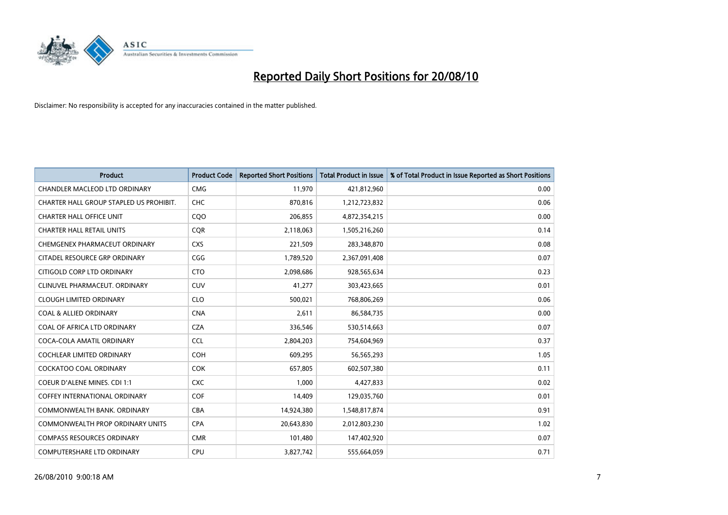# Reported Daily Short Positions for 20/08/10

Disclaimer: No responsibility is accepted for any inaccuracies contained in the matter published.

| Product | Product Code | Reported Short Positions | Total Product in Issue | % of Total Product in Issue Reported as Short Positions |
|---|---|---|---|---|
| CHANDLER MACLEOD LTD ORDINARY | CMG | 11,970 | 421,812,960 | 0.00 |
| CHARTER HALL GROUP STAPLED US PROHIBIT. | CHC | 870,816 | 1,212,723,832 | 0.06 |
| CHARTER HALL OFFICE UNIT | CQO | 206,855 | 4,872,354,215 | 0.00 |
| CHARTER HALL RETAIL UNITS | CQR | 2,118,063 | 1,505,216,260 | 0.14 |
| CHEMGENEX PHARMACEUT ORDINARY | CXS | 221,509 | 283,348,870 | 0.08 |
| CITADEL RESOURCE GRP ORDINARY | CGG | 1,789,520 | 2,367,091,408 | 0.07 |
| CITIGOLD CORP LTD ORDINARY | CTO | 2,098,686 | 928,565,634 | 0.23 |
| CLINUVEL PHARMACEUT. ORDINARY | CUV | 41,277 | 303,423,665 | 0.01 |
| CLOUGH LIMITED ORDINARY | CLO | 500,021 | 768,806,269 | 0.06 |
| COAL & ALLIED ORDINARY | CNA | 2,611 | 86,584,735 | 0.00 |
| COAL OF AFRICA LTD ORDINARY | CZA | 336,546 | 530,514,663 | 0.07 |
| COCA-COLA AMATIL ORDINARY | CCL | 2,804,203 | 754,604,969 | 0.37 |
| COCHLEAR LIMITED ORDINARY | COH | 609,295 | 56,565,293 | 1.05 |
| COCKATOO COAL ORDINARY | COK | 657,805 | 602,507,380 | 0.11 |
| COEUR D'ALENE MINES. CDI 1:1 | CXC | 1,000 | 4,427,833 | 0.02 |
| COFFEY INTERNATIONAL ORDINARY | COF | 14,409 | 129,035,760 | 0.01 |
| COMMONWEALTH BANK. ORDINARY | CBA | 14,924,380 | 1,548,817,874 | 0.91 |
| COMMONWEALTH PROP ORDINARY UNITS | CPA | 20,643,830 | 2,012,803,230 | 1.02 |
| COMPASS RESOURCES ORDINARY | CMR | 101,480 | 147,402,920 | 0.07 |
| COMPUTERSHARE LTD ORDINARY | CPU | 3,827,742 | 555,664,059 | 0.71 |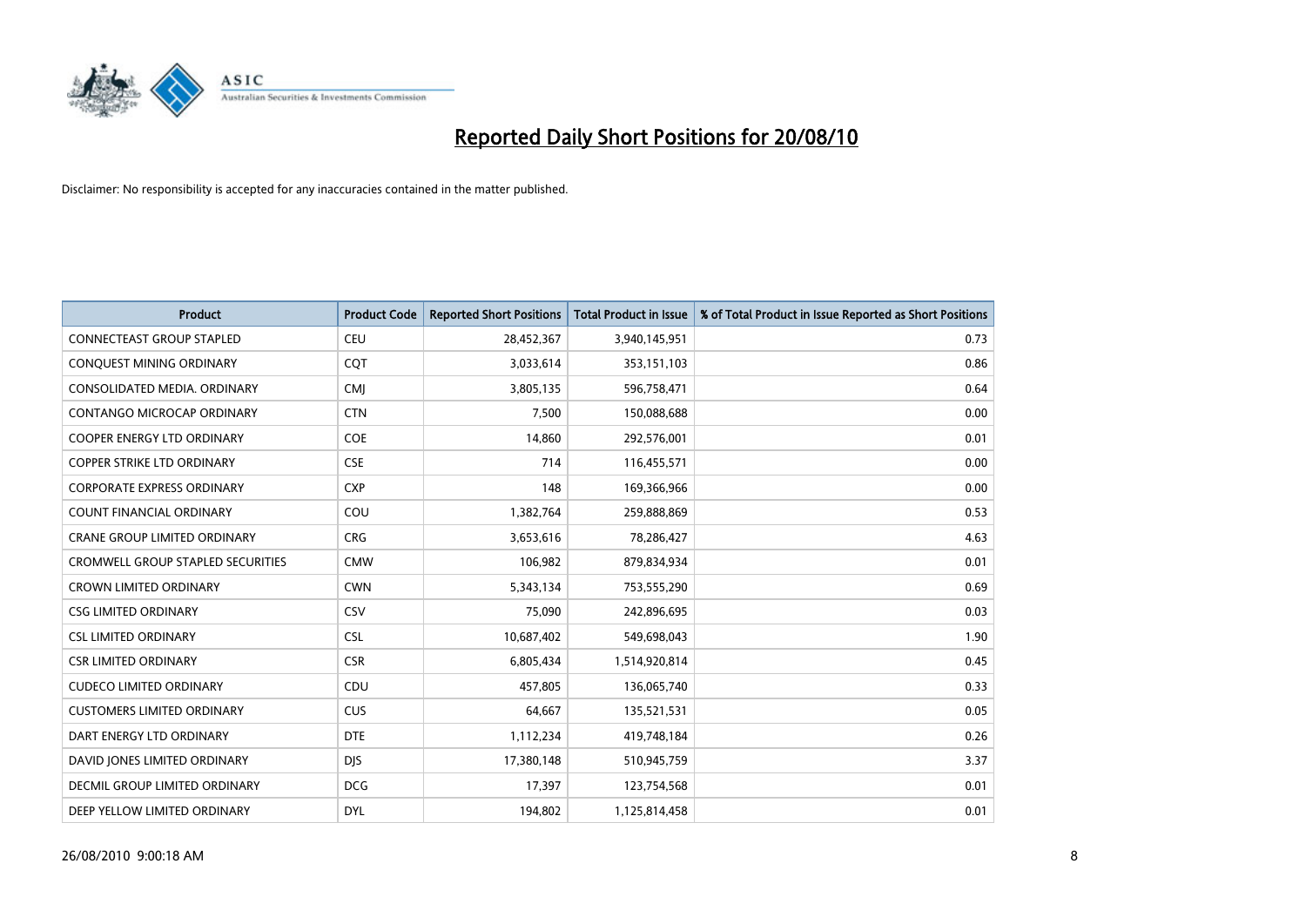# Reported Daily Short Positions for 20/08/10

Disclaimer: No responsibility is accepted for any inaccuracies contained in the matter published.

| Product | Product Code | Reported Short Positions | Total Product in Issue | % of Total Product in Issue Reported as Short Positions |
|---|---|---|---|---|
| CONNECTEAST GROUP STAPLED | CEU | 28,452,367 | 3,940,145,951 | 0.73 |
| CONQUEST MINING ORDINARY | CQT | 3,033,614 | 353,151,103 | 0.86 |
| CONSOLIDATED MEDIA. ORDINARY | CMJ | 3,805,135 | 596,758,471 | 0.64 |
| CONTANGO MICROCAP ORDINARY | CTN | 7,500 | 150,088,688 | 0.00 |
| COOPER ENERGY LTD ORDINARY | COE | 14,860 | 292,576,001 | 0.01 |
| COPPER STRIKE LTD ORDINARY | CSE | 714 | 116,455,571 | 0.00 |
| CORPORATE EXPRESS ORDINARY | CXP | 148 | 169,366,966 | 0.00 |
| COUNT FINANCIAL ORDINARY | COU | 1,382,764 | 259,888,869 | 0.53 |
| CRANE GROUP LIMITED ORDINARY | CRG | 3,653,616 | 78,286,427 | 4.63 |
| CROMWELL GROUP STAPLED SECURITIES | CMW | 106,982 | 879,834,934 | 0.01 |
| CROWN LIMITED ORDINARY | CWN | 5,343,134 | 753,555,290 | 0.69 |
| CSG LIMITED ORDINARY | CSV | 75,090 | 242,896,695 | 0.03 |
| CSL LIMITED ORDINARY | CSL | 10,687,402 | 549,698,043 | 1.90 |
| CSR LIMITED ORDINARY | CSR | 6,805,434 | 1,514,920,814 | 0.45 |
| CUDECO LIMITED ORDINARY | CDU | 457,805 | 136,065,740 | 0.33 |
| CUSTOMERS LIMITED ORDINARY | CUS | 64,667 | 135,521,531 | 0.05 |
| DART ENERGY LTD ORDINARY | DTE | 1,112,234 | 419,748,184 | 0.26 |
| DAVID JONES LIMITED ORDINARY | DJS | 17,380,148 | 510,945,759 | 3.37 |
| DECMIL GROUP LIMITED ORDINARY | DCG | 17,397 | 123,754,568 | 0.01 |
| DEEP YELLOW LIMITED ORDINARY | DYL | 194,802 | 1,125,814,458 | 0.01 |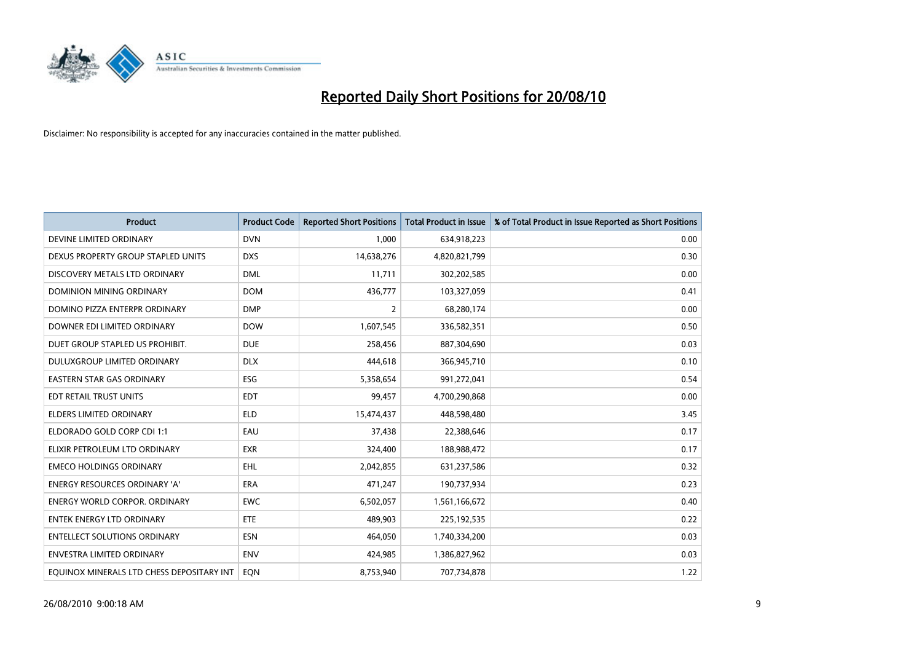# Reported Daily Short Positions for 20/08/10

Disclaimer: No responsibility is accepted for any inaccuracies contained in the matter published.

| Product | Product Code | Reported Short Positions | Total Product in Issue | % of Total Product in Issue Reported as Short Positions |
|---|---|---|---|---|
| DEVINE LIMITED ORDINARY | DVN | 1,000 | 634,918,223 | 0.00 |
| DEXUS PROPERTY GROUP STAPLED UNITS | DXS | 14,638,276 | 4,820,821,799 | 0.30 |
| DISCOVERY METALS LTD ORDINARY | DML | 11,711 | 302,202,585 | 0.00 |
| DOMINION MINING ORDINARY | DOM | 436,777 | 103,327,059 | 0.41 |
| DOMINO PIZZA ENTERPR ORDINARY | DMP | 2 | 68,280,174 | 0.00 |
| DOWNER EDI LIMITED ORDINARY | DOW | 1,607,545 | 336,582,351 | 0.50 |
| DUET GROUP STAPLED US PROHIBIT. | DUE | 258,456 | 887,304,690 | 0.03 |
| DULUXGROUP LIMITED ORDINARY | DLX | 444,618 | 366,945,710 | 0.10 |
| EASTERN STAR GAS ORDINARY | ESG | 5,358,654 | 991,272,041 | 0.54 |
| EDT RETAIL TRUST UNITS | EDT | 99,457 | 4,700,290,868 | 0.00 |
| ELDERS LIMITED ORDINARY | ELD | 15,474,437 | 448,598,480 | 3.45 |
| ELDORADO GOLD CORP CDI 1:1 | EAU | 37,438 | 22,388,646 | 0.17 |
| ELIXIR PETROLEUM LTD ORDINARY | EXR | 324,400 | 188,988,472 | 0.17 |
| EMECO HOLDINGS ORDINARY | EHL | 2,042,855 | 631,237,586 | 0.32 |
| ENERGY RESOURCES ORDINARY 'A' | ERA | 471,247 | 190,737,934 | 0.23 |
| ENERGY WORLD CORPOR. ORDINARY | EWC | 6,502,057 | 1,561,166,672 | 0.40 |
| ENTEK ENERGY LTD ORDINARY | ETE | 489,903 | 225,192,535 | 0.22 |
| ENTELLECT SOLUTIONS ORDINARY | ESN | 464,050 | 1,740,334,200 | 0.03 |
| ENVESTRA LIMITED ORDINARY | ENV | 424,985 | 1,386,827,962 | 0.03 |
| EQUINOX MINERALS LTD CHESS DEPOSITARY INT | EQN | 8,753,940 | 707,734,878 | 1.22 |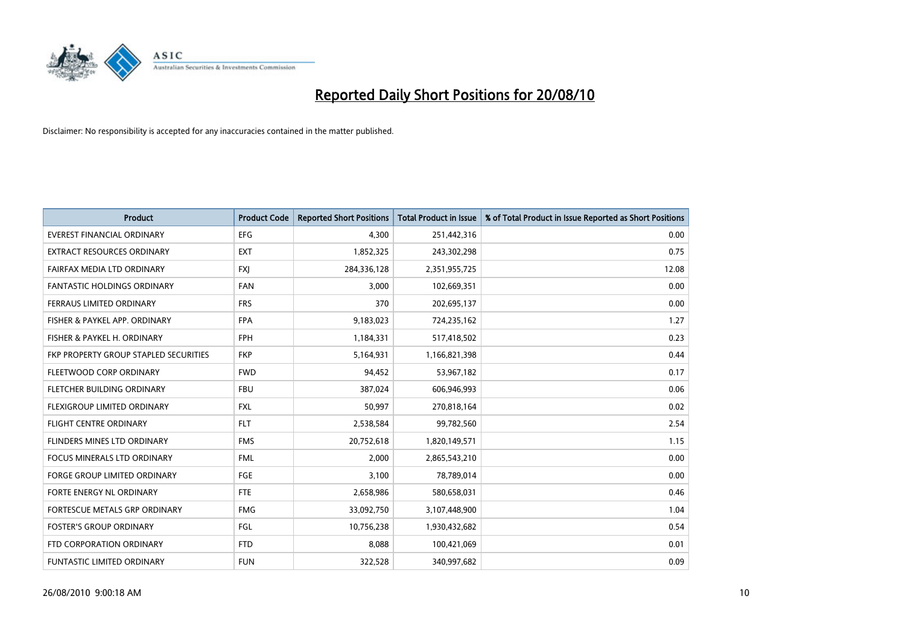# Reported Daily Short Positions for 20/08/10

Disclaimer: No responsibility is accepted for any inaccuracies contained in the matter published.

| Product | Product Code | Reported Short Positions | Total Product in Issue | % of Total Product in Issue Reported as Short Positions |
|---|---|---|---|---|
| EVEREST FINANCIAL ORDINARY | EFG | 4,300 | 251,442,316 | 0.00 |
| EXTRACT RESOURCES ORDINARY | EXT | 1,852,325 | 243,302,298 | 0.75 |
| FAIRFAX MEDIA LTD ORDINARY | FXJ | 284,336,128 | 2,351,955,725 | 12.08 |
| FANTASTIC HOLDINGS ORDINARY | FAN | 3,000 | 102,669,351 | 0.00 |
| FERRAUS LIMITED ORDINARY | FRS | 370 | 202,695,137 | 0.00 |
| FISHER & PAYKEL APP. ORDINARY | FPA | 9,183,023 | 724,235,162 | 1.27 |
| FISHER & PAYKEL H. ORDINARY | FPH | 1,184,331 | 517,418,502 | 0.23 |
| FKP PROPERTY GROUP STAPLED SECURITIES | FKP | 5,164,931 | 1,166,821,398 | 0.44 |
| FLEETWOOD CORP ORDINARY | FWD | 94,452 | 53,967,182 | 0.17 |
| FLETCHER BUILDING ORDINARY | FBU | 387,024 | 606,946,993 | 0.06 |
| FLEXIGROUP LIMITED ORDINARY | FXL | 50,997 | 270,818,164 | 0.02 |
| FLIGHT CENTRE ORDINARY | FLT | 2,538,584 | 99,782,560 | 2.54 |
| FLINDERS MINES LTD ORDINARY | FMS | 20,752,618 | 1,820,149,571 | 1.15 |
| FOCUS MINERALS LTD ORDINARY | FML | 2,000 | 2,865,543,210 | 0.00 |
| FORGE GROUP LIMITED ORDINARY | FGE | 3,100 | 78,789,014 | 0.00 |
| FORTE ENERGY NL ORDINARY | FTE | 2,658,986 | 580,658,031 | 0.46 |
| FORTESCUE METALS GRP ORDINARY | FMG | 33,092,750 | 3,107,448,900 | 1.04 |
| FOSTER'S GROUP ORDINARY | FGL | 10,756,238 | 1,930,432,682 | 0.54 |
| FTD CORPORATION ORDINARY | FTD | 8,088 | 100,421,069 | 0.01 |
| FUNTASTIC LIMITED ORDINARY | FUN | 322,528 | 340,997,682 | 0.09 |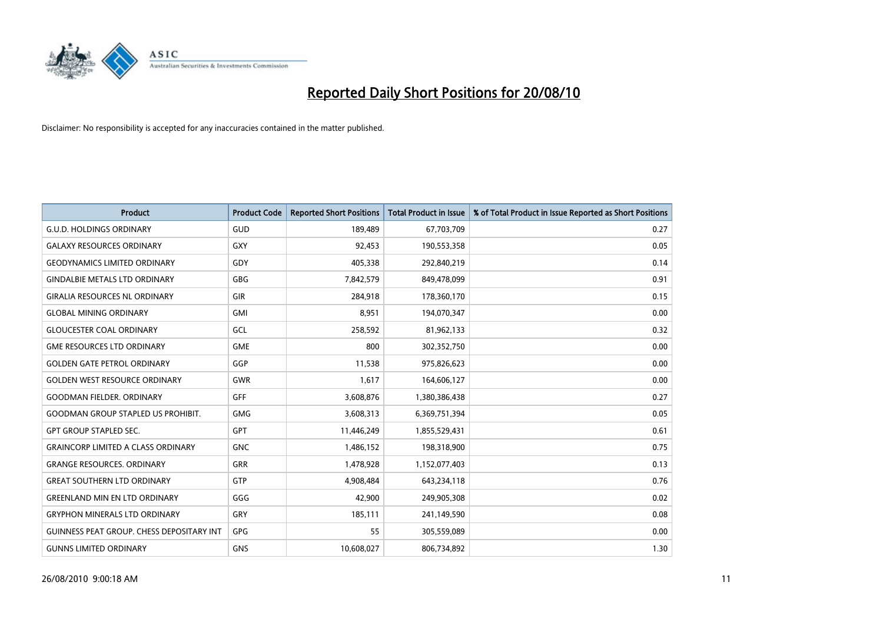# Reported Daily Short Positions for 20/08/10

Disclaimer: No responsibility is accepted for any inaccuracies contained in the matter published.

| Product | Product Code | Reported Short Positions | Total Product in Issue | % of Total Product in Issue Reported as Short Positions |
|---|---|---|---|---|
| G.U.D. HOLDINGS ORDINARY | GUD | 189,489 | 67,703,709 | 0.27 |
| GALAXY RESOURCES ORDINARY | GXY | 92,453 | 190,553,358 | 0.05 |
| GEODYNAMICS LIMITED ORDINARY | GDY | 405,338 | 292,840,219 | 0.14 |
| GINDALBIE METALS LTD ORDINARY | GBG | 7,842,579 | 849,478,099 | 0.91 |
| GIRALIA RESOURCES NL ORDINARY | GIR | 284,918 | 178,360,170 | 0.15 |
| GLOBAL MINING ORDINARY | GMI | 8,951 | 194,070,347 | 0.00 |
| GLOUCESTER COAL ORDINARY | GCL | 258,592 | 81,962,133 | 0.32 |
| GME RESOURCES LTD ORDINARY | GME | 800 | 302,352,750 | 0.00 |
| GOLDEN GATE PETROL ORDINARY | GGP | 11,538 | 975,826,623 | 0.00 |
| GOLDEN WEST RESOURCE ORDINARY | GWR | 1,617 | 164,606,127 | 0.00 |
| GOODMAN FIELDER. ORDINARY | GFF | 3,608,876 | 1,380,386,438 | 0.27 |
| GOODMAN GROUP STAPLED US PROHIBIT. | GMG | 3,608,313 | 6,369,751,394 | 0.05 |
| GPT GROUP STAPLED SEC. | GPT | 11,446,249 | 1,855,529,431 | 0.61 |
| GRAINCORP LIMITED A CLASS ORDINARY | GNC | 1,486,152 | 198,318,900 | 0.75 |
| GRANGE RESOURCES. ORDINARY | GRR | 1,478,928 | 1,152,077,403 | 0.13 |
| GREAT SOUTHERN LTD ORDINARY | GTP | 4,908,484 | 643,234,118 | 0.76 |
| GREENLAND MIN EN LTD ORDINARY | GGG | 42,900 | 249,905,308 | 0.02 |
| GRYPHON MINERALS LTD ORDINARY | GRY | 185,111 | 241,149,590 | 0.08 |
| GUINNESS PEAT GROUP. CHESS DEPOSITARY INT | GPG | 55 | 305,559,089 | 0.00 |
| GUNNS LIMITED ORDINARY | GNS | 10,608,027 | 806,734,892 | 1.30 |

26/08/2010 9:00:18 AM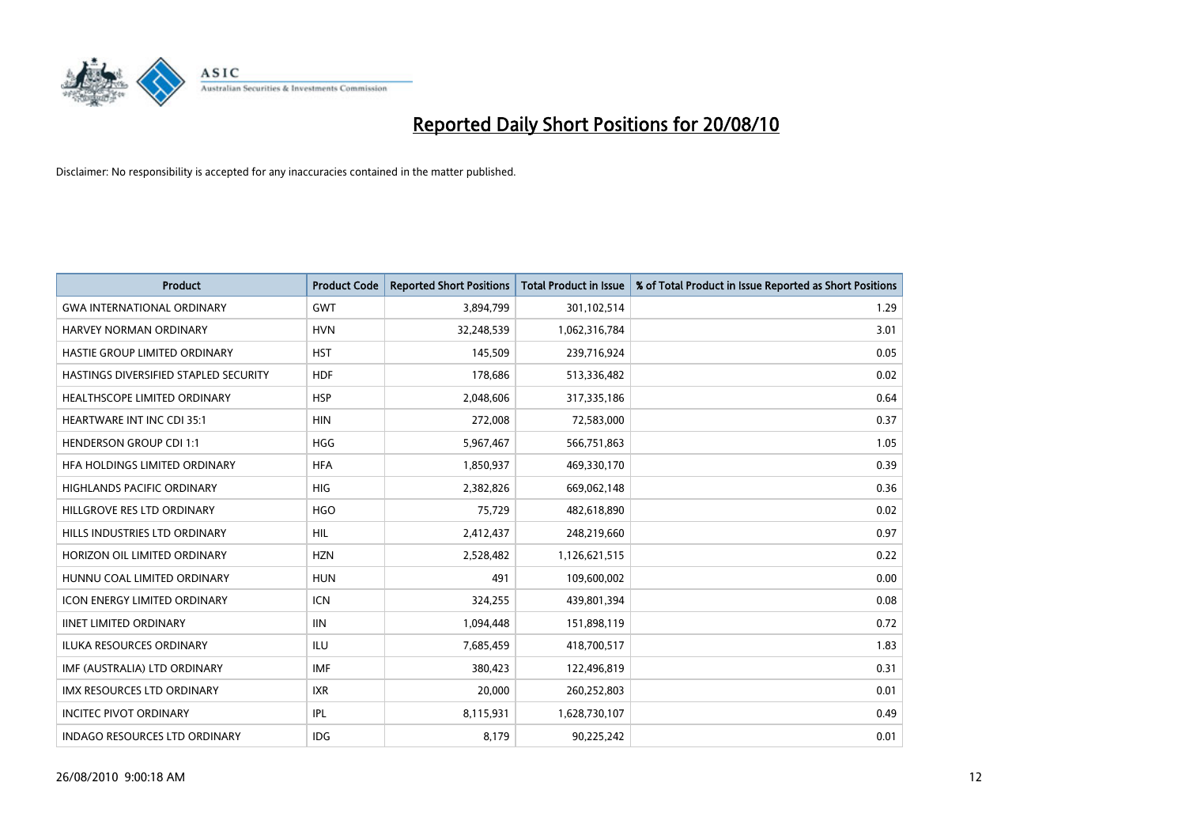# Reported Daily Short Positions for 20/08/10

Disclaimer: No responsibility is accepted for any inaccuracies contained in the matter published.

| Product | Product Code | Reported Short Positions | Total Product in Issue | % of Total Product in Issue Reported as Short Positions |
|---|---|---|---|---|
| GWA INTERNATIONAL ORDINARY | GWT | 3,894,799 | 301,102,514 | 1.29 |
| HARVEY NORMAN ORDINARY | HVN | 32,248,539 | 1,062,316,784 | 3.01 |
| HASTIE GROUP LIMITED ORDINARY | HST | 145,509 | 239,716,924 | 0.05 |
| HASTINGS DIVERSIFIED STAPLED SECURITY | HDF | 178,686 | 513,336,482 | 0.02 |
| HEALTHSCOPE LIMITED ORDINARY | HSP | 2,048,606 | 317,335,186 | 0.64 |
| HEARTWARE INT INC CDI 35:1 | HIN | 272,008 | 72,583,000 | 0.37 |
| HENDERSON GROUP CDI 1:1 | HGG | 5,967,467 | 566,751,863 | 1.05 |
| HFA HOLDINGS LIMITED ORDINARY | HFA | 1,850,937 | 469,330,170 | 0.39 |
| HIGHLANDS PACIFIC ORDINARY | HIG | 2,382,826 | 669,062,148 | 0.36 |
| HILLGROVE RES LTD ORDINARY | HGO | 75,729 | 482,618,890 | 0.02 |
| HILLS INDUSTRIES LTD ORDINARY | HIL | 2,412,437 | 248,219,660 | 0.97 |
| HORIZON OIL LIMITED ORDINARY | HZN | 2,528,482 | 1,126,621,515 | 0.22 |
| HUNNU COAL LIMITED ORDINARY | HUN | 491 | 109,600,002 | 0.00 |
| ICON ENERGY LIMITED ORDINARY | ICN | 324,255 | 439,801,394 | 0.08 |
| IINET LIMITED ORDINARY | IIN | 1,094,448 | 151,898,119 | 0.72 |
| ILUKA RESOURCES ORDINARY | ILU | 7,685,459 | 418,700,517 | 1.83 |
| IMF (AUSTRALIA) LTD ORDINARY | IMF | 380,423 | 122,496,819 | 0.31 |
| IMX RESOURCES LTD ORDINARY | IXR | 20,000 | 260,252,803 | 0.01 |
| INCITEC PIVOT ORDINARY | IPL | 8,115,931 | 1,628,730,107 | 0.49 |
| INDAGO RESOURCES LTD ORDINARY | IDG | 8,179 | 90,225,242 | 0.01 |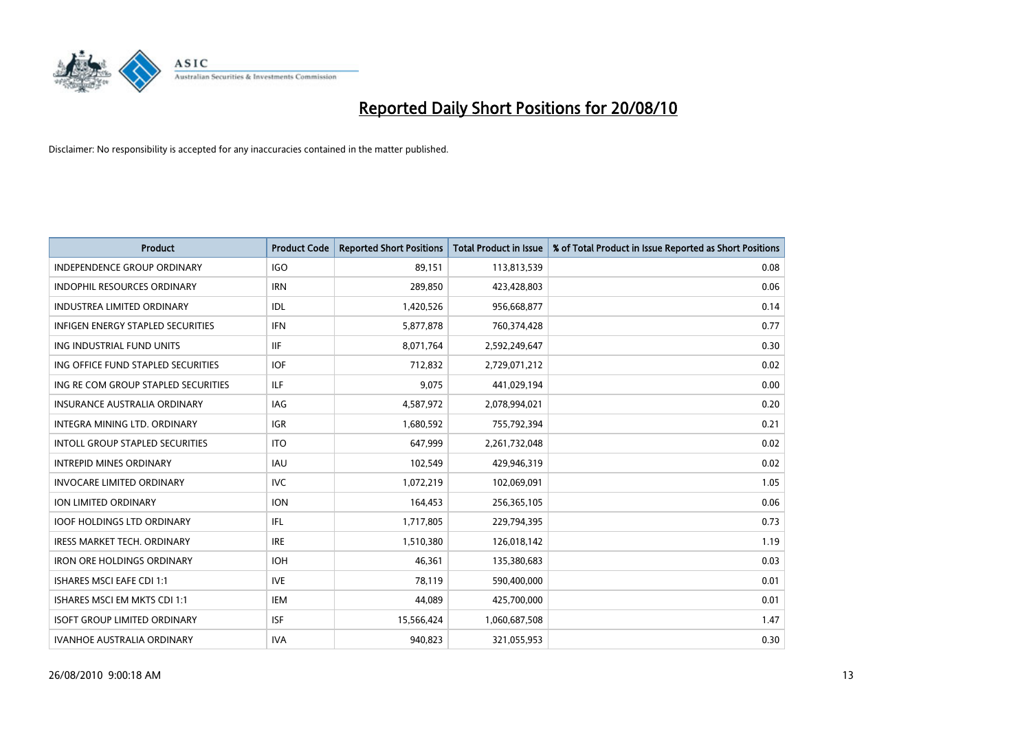# Reported Daily Short Positions for 20/08/10

Disclaimer: No responsibility is accepted for any inaccuracies contained in the matter published.

| Product | Product Code | Reported Short Positions | Total Product in Issue | % of Total Product in Issue Reported as Short Positions |
|---|---|---|---|---|
| INDEPENDENCE GROUP ORDINARY | IGO | 89,151 | 113,813,539 | 0.08 |
| INDOPHIL RESOURCES ORDINARY | IRN | 289,850 | 423,428,803 | 0.06 |
| INDUSTREA LIMITED ORDINARY | IDL | 1,420,526 | 956,668,877 | 0.14 |
| INFIGEN ENERGY STAPLED SECURITIES | IFN | 5,877,878 | 760,374,428 | 0.77 |
| ING INDUSTRIAL FUND UNITS | IIF | 8,071,764 | 2,592,249,647 | 0.30 |
| ING OFFICE FUND STAPLED SECURITIES | IOF | 712,832 | 2,729,071,212 | 0.02 |
| ING RE COM GROUP STAPLED SECURITIES | ILF | 9,075 | 441,029,194 | 0.00 |
| INSURANCE AUSTRALIA ORDINARY | IAG | 4,587,972 | 2,078,994,021 | 0.20 |
| INTEGRA MINING LTD. ORDINARY | IGR | 1,680,592 | 755,792,394 | 0.21 |
| INTOLL GROUP STAPLED SECURITIES | ITO | 647,999 | 2,261,732,048 | 0.02 |
| INTREPID MINES ORDINARY | IAU | 102,549 | 429,946,319 | 0.02 |
| INVOCARE LIMITED ORDINARY | IVC | 1,072,219 | 102,069,091 | 1.05 |
| ION LIMITED ORDINARY | ION | 164,453 | 256,365,105 | 0.06 |
| IOOF HOLDINGS LTD ORDINARY | IFL | 1,717,805 | 229,794,395 | 0.73 |
| IRESS MARKET TECH. ORDINARY | IRE | 1,510,380 | 126,018,142 | 1.19 |
| IRON ORE HOLDINGS ORDINARY | IOH | 46,361 | 135,380,683 | 0.03 |
| ISHARES MSCI EAFE CDI 1:1 | IVE | 78,119 | 590,400,000 | 0.01 |
| ISHARES MSCI EM MKTS CDI 1:1 | IEM | 44,089 | 425,700,000 | 0.01 |
| ISOFT GROUP LIMITED ORDINARY | ISF | 15,566,424 | 1,060,687,508 | 1.47 |
| IVANHOE AUSTRALIA ORDINARY | IVA | 940,823 | 321,055,953 | 0.30 |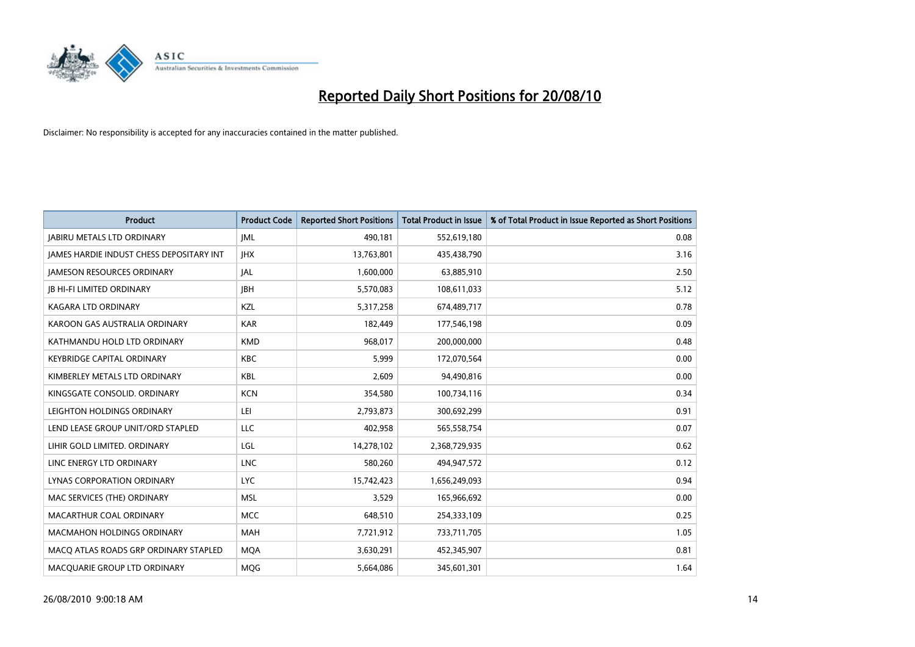# Reported Daily Short Positions for 20/08/10

Disclaimer: No responsibility is accepted for any inaccuracies contained in the matter published.

| Product | Product Code | Reported Short Positions | Total Product in Issue | % of Total Product in Issue Reported as Short Positions |
| --- | --- | --- | --- | --- |
| JABIRU METALS LTD ORDINARY | JML | 490,181 | 552,619,180 | 0.08 |
| JAMES HARDIE INDUST CHESS DEPOSITARY INT | JHX | 13,763,801 | 435,438,790 | 3.16 |
| JAMESON RESOURCES ORDINARY | JAL | 1,600,000 | 63,885,910 | 2.50 |
| JB HI-FI LIMITED ORDINARY | JBH | 5,570,083 | 108,611,033 | 5.12 |
| KAGARA LTD ORDINARY | KZL | 5,317,258 | 674,489,717 | 0.78 |
| KAROON GAS AUSTRALIA ORDINARY | KAR | 182,449 | 177,546,198 | 0.09 |
| KATHMANDU HOLD LTD ORDINARY | KMD | 968,017 | 200,000,000 | 0.48 |
| KEYBRIDGE CAPITAL ORDINARY | KBC | 5,999 | 172,070,564 | 0.00 |
| KIMBERLEY METALS LTD ORDINARY | KBL | 2,609 | 94,490,816 | 0.00 |
| KINGSGATE CONSOLID. ORDINARY | KCN | 354,580 | 100,734,116 | 0.34 |
| LEIGHTON HOLDINGS ORDINARY | LEI | 2,793,873 | 300,692,299 | 0.91 |
| LEND LEASE GROUP UNIT/ORD STAPLED | LLC | 402,958 | 565,558,754 | 0.07 |
| LIHIR GOLD LIMITED. ORDINARY | LGL | 14,278,102 | 2,368,729,935 | 0.62 |
| LINC ENERGY LTD ORDINARY | LNC | 580,260 | 494,947,572 | 0.12 |
| LYNAS CORPORATION ORDINARY | LYC | 15,742,423 | 1,656,249,093 | 0.94 |
| MAC SERVICES (THE) ORDINARY | MSL | 3,529 | 165,966,692 | 0.00 |
| MACARTHUR COAL ORDINARY | MCC | 648,510 | 254,333,109 | 0.25 |
| MACMAHON HOLDINGS ORDINARY | MAH | 7,721,912 | 733,711,705 | 1.05 |
| MACQ ATLAS ROADS GRP ORDINARY STAPLED | MQA | 3,630,291 | 452,345,907 | 0.81 |
| MACQUARIE GROUP LTD ORDINARY | MQG | 5,664,086 | 345,601,301 | 1.64 |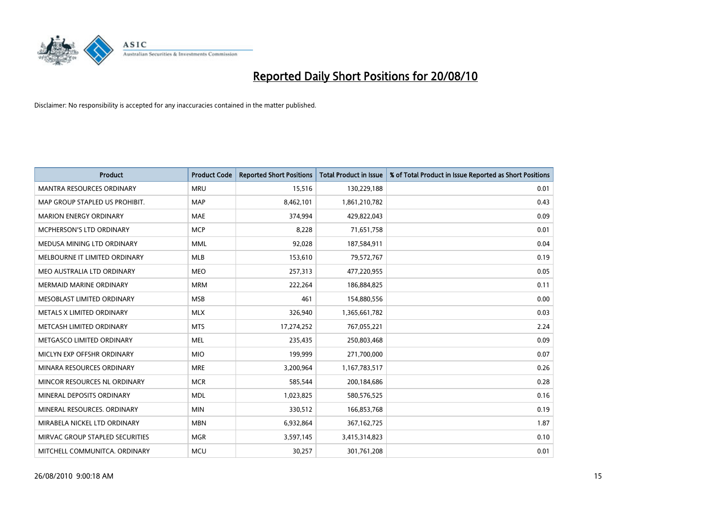# Reported Daily Short Positions for 20/08/10

Disclaimer: No responsibility is accepted for any inaccuracies contained in the matter published.

| Product | Product Code | Reported Short Positions | Total Product in Issue | % of Total Product in Issue Reported as Short Positions |
|---|---|---|---|---|
| MANTRA RESOURCES ORDINARY | MRU | 15,516 | 130,229,188 | 0.01 |
| MAP GROUP STAPLED US PROHIBIT. | MAP | 8,462,101 | 1,861,210,782 | 0.43 |
| MARION ENERGY ORDINARY | MAE | 374,994 | 429,822,043 | 0.09 |
| MCPHERSON'S LTD ORDINARY | MCP | 8,228 | 71,651,758 | 0.01 |
| MEDUSA MINING LTD ORDINARY | MML | 92,028 | 187,584,911 | 0.04 |
| MELBOURNE IT LIMITED ORDINARY | MLB | 153,610 | 79,572,767 | 0.19 |
| MEO AUSTRALIA LTD ORDINARY | MEO | 257,313 | 477,220,955 | 0.05 |
| MERMAID MARINE ORDINARY | MRM | 222,264 | 186,884,825 | 0.11 |
| MESOBLAST LIMITED ORDINARY | MSB | 461 | 154,880,556 | 0.00 |
| METALS X LIMITED ORDINARY | MLX | 326,940 | 1,365,661,782 | 0.03 |
| METCASH LIMITED ORDINARY | MTS | 17,274,252 | 767,055,221 | 2.24 |
| METGASCO LIMITED ORDINARY | MEL | 235,435 | 250,803,468 | 0.09 |
| MICLYN EXP OFFSHR ORDINARY | MIO | 199,999 | 271,700,000 | 0.07 |
| MINARA RESOURCES ORDINARY | MRE | 3,200,964 | 1,167,783,517 | 0.26 |
| MINCOR RESOURCES NL ORDINARY | MCR | 585,544 | 200,184,686 | 0.28 |
| MINERAL DEPOSITS ORDINARY | MDL | 1,023,825 | 580,576,525 | 0.16 |
| MINERAL RESOURCES. ORDINARY | MIN | 330,512 | 166,853,768 | 0.19 |
| MIRABELA NICKEL LTD ORDINARY | MBN | 6,932,864 | 367,162,725 | 1.87 |
| MIRVAC GROUP STAPLED SECURITIES | MGR | 3,597,145 | 3,415,314,823 | 0.10 |
| MITCHELL COMMUNITCA. ORDINARY | MCU | 30,257 | 301,761,208 | 0.01 |

26/08/2010 9:00:18 AM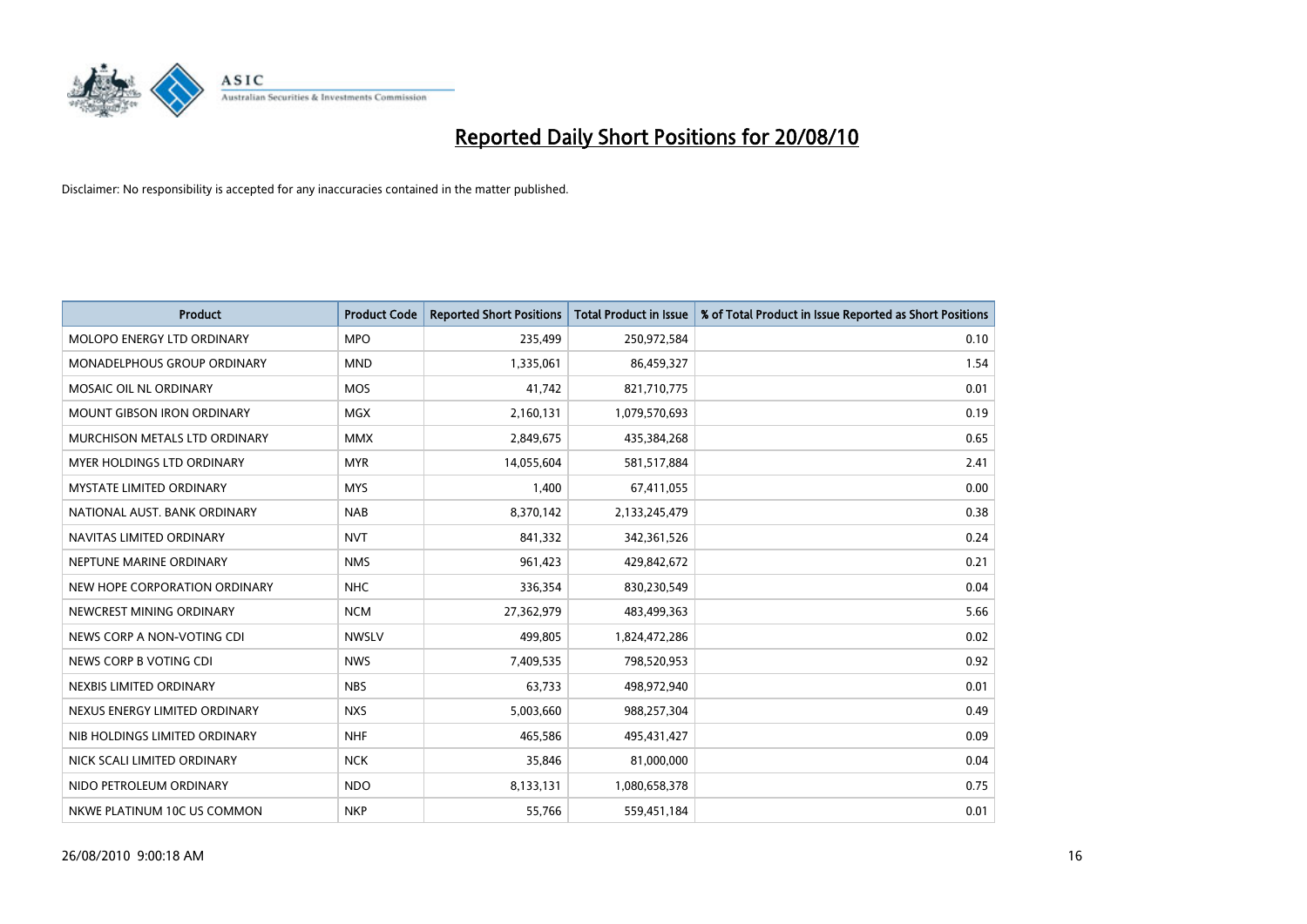# Reported Daily Short Positions for 20/08/10

Disclaimer: No responsibility is accepted for any inaccuracies contained in the matter published.

| Product | Product Code | Reported Short Positions | Total Product in Issue | % of Total Product in Issue Reported as Short Positions |
|---|---|---|---|---|
| MOLOPO ENERGY LTD ORDINARY | MPO | 235,499 | 250,972,584 | 0.10 |
| MONADELPHOUS GROUP ORDINARY | MND | 1,335,061 | 86,459,327 | 1.54 |
| MOSAIC OIL NL ORDINARY | MOS | 41,742 | 821,710,775 | 0.01 |
| MOUNT GIBSON IRON ORDINARY | MGX | 2,160,131 | 1,079,570,693 | 0.19 |
| MURCHISON METALS LTD ORDINARY | MMX | 2,849,675 | 435,384,268 | 0.65 |
| MYER HOLDINGS LTD ORDINARY | MYR | 14,055,604 | 581,517,884 | 2.41 |
| MYSTATE LIMITED ORDINARY | MYS | 1,400 | 67,411,055 | 0.00 |
| NATIONAL AUST. BANK ORDINARY | NAB | 8,370,142 | 2,133,245,479 | 0.38 |
| NAVITAS LIMITED ORDINARY | NVT | 841,332 | 342,361,526 | 0.24 |
| NEPTUNE MARINE ORDINARY | NMS | 961,423 | 429,842,672 | 0.21 |
| NEW HOPE CORPORATION ORDINARY | NHC | 336,354 | 830,230,549 | 0.04 |
| NEWCREST MINING ORDINARY | NCM | 27,362,979 | 483,499,363 | 5.66 |
| NEWS CORP A NON-VOTING CDI | NWSLV | 499,805 | 1,824,472,286 | 0.02 |
| NEWS CORP B VOTING CDI | NWS | 7,409,535 | 798,520,953 | 0.92 |
| NEXBIS LIMITED ORDINARY | NBS | 63,733 | 498,972,940 | 0.01 |
| NEXUS ENERGY LIMITED ORDINARY | NXS | 5,003,660 | 988,257,304 | 0.49 |
| NIB HOLDINGS LIMITED ORDINARY | NHF | 465,586 | 495,431,427 | 0.09 |
| NICK SCALI LIMITED ORDINARY | NCK | 35,846 | 81,000,000 | 0.04 |
| NIDO PETROLEUM ORDINARY | NDO | 8,133,131 | 1,080,658,378 | 0.75 |
| NKWE PLATINUM 10C US COMMON | NKP | 55,766 | 559,451,184 | 0.01 |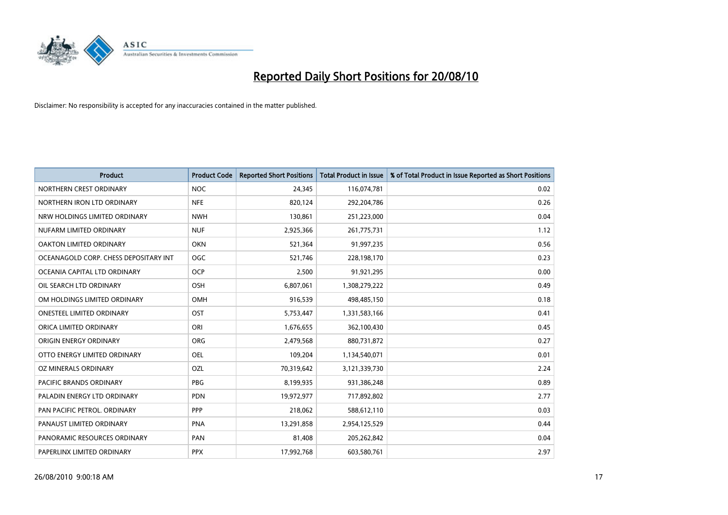# Reported Daily Short Positions for 20/08/10

Disclaimer: No responsibility is accepted for any inaccuracies contained in the matter published.

| Product | Product Code | Reported Short Positions | Total Product in Issue | % of Total Product in Issue Reported as Short Positions |
|---|---|---|---|---|
| NORTHERN CREST ORDINARY | NOC | 24,345 | 116,074,781 | 0.02 |
| NORTHERN IRON LTD ORDINARY | NFE | 820,124 | 292,204,786 | 0.26 |
| NRW HOLDINGS LIMITED ORDINARY | NWH | 130,861 | 251,223,000 | 0.04 |
| NUFARM LIMITED ORDINARY | NUF | 2,925,366 | 261,775,731 | 1.12 |
| OAKTON LIMITED ORDINARY | OKN | 521,364 | 91,997,235 | 0.56 |
| OCEANAGOLD CORP. CHESS DEPOSITARY INT | OGC | 521,746 | 228,198,170 | 0.23 |
| OCEANIA CAPITAL LTD ORDINARY | OCP | 2,500 | 91,921,295 | 0.00 |
| OIL SEARCH LTD ORDINARY | OSH | 6,807,061 | 1,308,279,222 | 0.49 |
| OM HOLDINGS LIMITED ORDINARY | OMH | 916,539 | 498,485,150 | 0.18 |
| ONESTEEL LIMITED ORDINARY | OST | 5,753,447 | 1,331,583,166 | 0.41 |
| ORICA LIMITED ORDINARY | ORI | 1,676,655 | 362,100,430 | 0.45 |
| ORIGIN ENERGY ORDINARY | ORG | 2,479,568 | 880,731,872 | 0.27 |
| OTTO ENERGY LIMITED ORDINARY | OEL | 109,204 | 1,134,540,071 | 0.01 |
| OZ MINERALS ORDINARY | OZL | 70,319,642 | 3,121,339,730 | 2.24 |
| PACIFIC BRANDS ORDINARY | PBG | 8,199,935 | 931,386,248 | 0.89 |
| PALADIN ENERGY LTD ORDINARY | PDN | 19,972,977 | 717,892,802 | 2.77 |
| PAN PACIFIC PETROL. ORDINARY | PPP | 218,062 | 588,612,110 | 0.03 |
| PANAUST LIMITED ORDINARY | PNA | 13,291,858 | 2,954,125,529 | 0.44 |
| PANORAMIC RESOURCES ORDINARY | PAN | 81,408 | 205,262,842 | 0.04 |
| PAPERLINX LIMITED ORDINARY | PPX | 17,992,768 | 603,580,761 | 2.97 |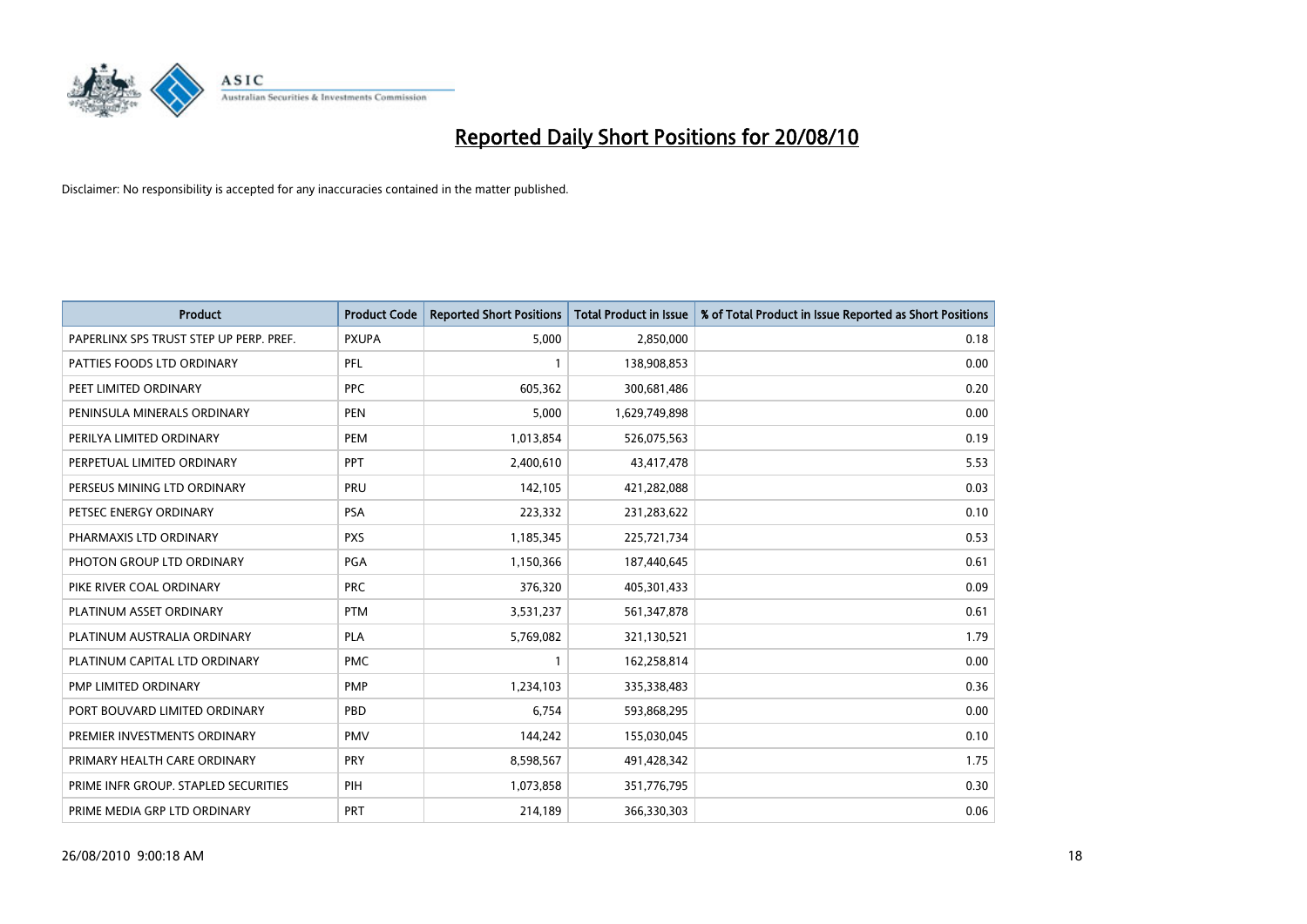# Reported Daily Short Positions for 20/08/10

Disclaimer: No responsibility is accepted for any inaccuracies contained in the matter published.

| Product | Product Code | Reported Short Positions | Total Product in Issue | % of Total Product in Issue Reported as Short Positions |
|---|---|---|---|---|
| PAPERLINX SPS TRUST STEP UP PERP. PREF. | PXUPA | 5,000 | 2,850,000 | 0.18 |
| PATTIES FOODS LTD ORDINARY | PFL | 1 | 138,908,853 | 0.00 |
| PEET LIMITED ORDINARY | PPC | 605,362 | 300,681,486 | 0.20 |
| PENINSULA MINERALS ORDINARY | PEN | 5,000 | 1,629,749,898 | 0.00 |
| PERILYA LIMITED ORDINARY | PEM | 1,013,854 | 526,075,563 | 0.19 |
| PERPETUAL LIMITED ORDINARY | PPT | 2,400,610 | 43,417,478 | 5.53 |
| PERSEUS MINING LTD ORDINARY | PRU | 142,105 | 421,282,088 | 0.03 |
| PETSEC ENERGY ORDINARY | PSA | 223,332 | 231,283,622 | 0.10 |
| PHARMAXIS LTD ORDINARY | PXS | 1,185,345 | 225,721,734 | 0.53 |
| PHOTON GROUP LTD ORDINARY | PGA | 1,150,366 | 187,440,645 | 0.61 |
| PIKE RIVER COAL ORDINARY | PRC | 376,320 | 405,301,433 | 0.09 |
| PLATINUM ASSET ORDINARY | PTM | 3,531,237 | 561,347,878 | 0.61 |
| PLATINUM AUSTRALIA ORDINARY | PLA | 5,769,082 | 321,130,521 | 1.79 |
| PLATINUM CAPITAL LTD ORDINARY | PMC | 1 | 162,258,814 | 0.00 |
| PMP LIMITED ORDINARY | PMP | 1,234,103 | 335,338,483 | 0.36 |
| PORT BOUVARD LIMITED ORDINARY | PBD | 6,754 | 593,868,295 | 0.00 |
| PREMIER INVESTMENTS ORDINARY | PMV | 144,242 | 155,030,045 | 0.10 |
| PRIMARY HEALTH CARE ORDINARY | PRY | 8,598,567 | 491,428,342 | 1.75 |
| PRIME INFR GROUP. STAPLED SECURITIES | PIH | 1,073,858 | 351,776,795 | 0.30 |
| PRIME MEDIA GRP LTD ORDINARY | PRT | 214,189 | 366,330,303 | 0.06 |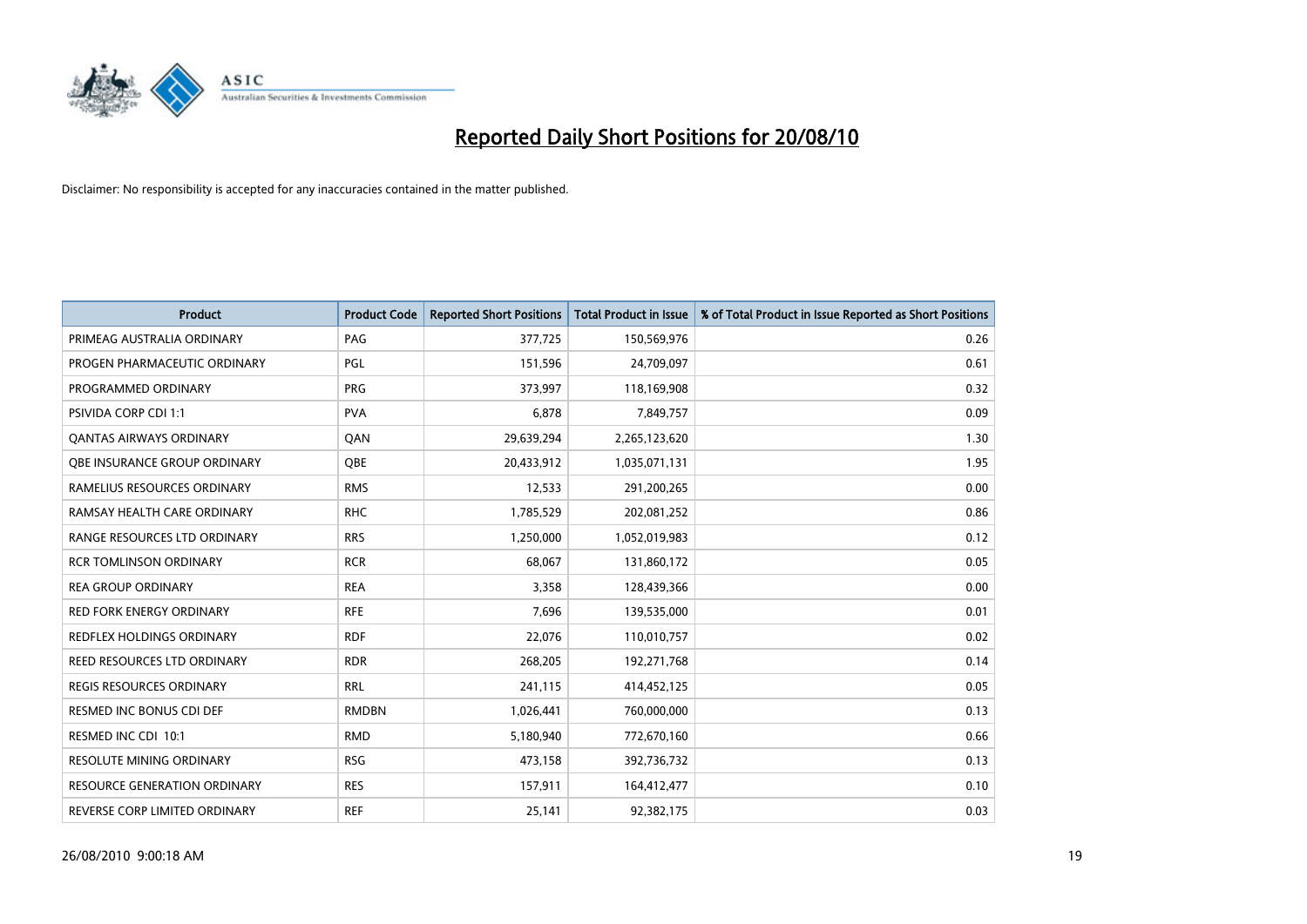# Reported Daily Short Positions for 20/08/10

Disclaimer: No responsibility is accepted for any inaccuracies contained in the matter published.

| Product | Product Code | Reported Short Positions | Total Product in Issue | % of Total Product in Issue Reported as Short Positions |
|---|---|---|---|---|
| PRIMEAG AUSTRALIA ORDINARY | PAG | 377,725 | 150,569,976 | 0.26 |
| PROGEN PHARMACEUTIC ORDINARY | PGL | 151,596 | 24,709,097 | 0.61 |
| PROGRAMMED ORDINARY | PRG | 373,997 | 118,169,908 | 0.32 |
| PSIVIDA CORP CDI 1:1 | PVA | 6,878 | 7,849,757 | 0.09 |
| QANTAS AIRWAYS ORDINARY | QAN | 29,639,294 | 2,265,123,620 | 1.30 |
| QBE INSURANCE GROUP ORDINARY | QBE | 20,433,912 | 1,035,071,131 | 1.95 |
| RAMELIUS RESOURCES ORDINARY | RMS | 12,533 | 291,200,265 | 0.00 |
| RAMSAY HEALTH CARE ORDINARY | RHC | 1,785,529 | 202,081,252 | 0.86 |
| RANGE RESOURCES LTD ORDINARY | RRS | 1,250,000 | 1,052,019,983 | 0.12 |
| RCR TOMLINSON ORDINARY | RCR | 68,067 | 131,860,172 | 0.05 |
| REA GROUP ORDINARY | REA | 3,358 | 128,439,366 | 0.00 |
| RED FORK ENERGY ORDINARY | RFE | 7,696 | 139,535,000 | 0.01 |
| REDFLEX HOLDINGS ORDINARY | RDF | 22,076 | 110,010,757 | 0.02 |
| REED RESOURCES LTD ORDINARY | RDR | 268,205 | 192,271,768 | 0.14 |
| REGIS RESOURCES ORDINARY | RRL | 241,115 | 414,452,125 | 0.05 |
| RESMED INC BONUS CDI DEF | RMDBN | 1,026,441 | 760,000,000 | 0.13 |
| RESMED INC CDI 10:1 | RMD | 5,180,940 | 772,670,160 | 0.66 |
| RESOLUTE MINING ORDINARY | RSG | 473,158 | 392,736,732 | 0.13 |
| RESOURCE GENERATION ORDINARY | RES | 157,911 | 164,412,477 | 0.10 |
| REVERSE CORP LIMITED ORDINARY | REF | 25,141 | 92,382,175 | 0.03 |

26/08/2010 9:00:18 AM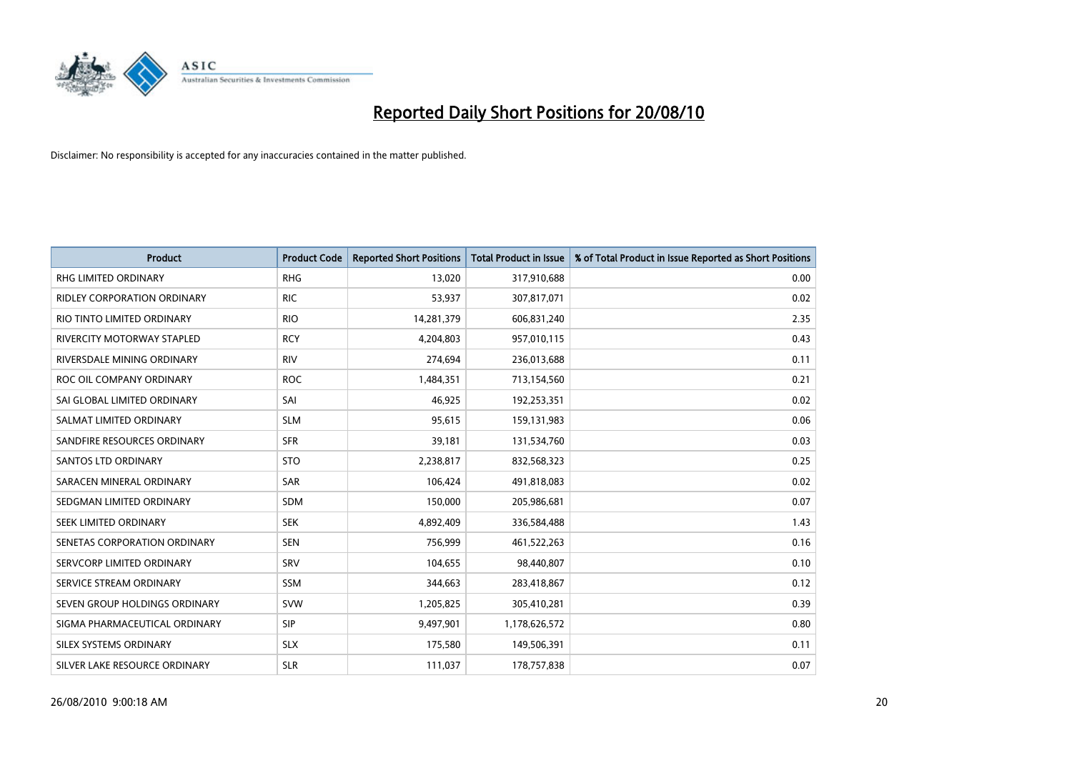# Reported Daily Short Positions for 20/08/10

Disclaimer: No responsibility is accepted for any inaccuracies contained in the matter published.

| Product | Product Code | Reported Short Positions | Total Product in Issue | % of Total Product in Issue Reported as Short Positions |
|---|---|---|---|---|
| RHG LIMITED ORDINARY | RHG | 13,020 | 317,910,688 | 0.00 |
| RIDLEY CORPORATION ORDINARY | RIC | 53,937 | 307,817,071 | 0.02 |
| RIO TINTO LIMITED ORDINARY | RIO | 14,281,379 | 606,831,240 | 2.35 |
| RIVERCITY MOTORWAY STAPLED | RCY | 4,204,803 | 957,010,115 | 0.43 |
| RIVERSDALE MINING ORDINARY | RIV | 274,694 | 236,013,688 | 0.11 |
| ROC OIL COMPANY ORDINARY | ROC | 1,484,351 | 713,154,560 | 0.21 |
| SAI GLOBAL LIMITED ORDINARY | SAI | 46,925 | 192,253,351 | 0.02 |
| SALMAT LIMITED ORDINARY | SLM | 95,615 | 159,131,983 | 0.06 |
| SANDFIRE RESOURCES ORDINARY | SFR | 39,181 | 131,534,760 | 0.03 |
| SANTOS LTD ORDINARY | STO | 2,238,817 | 832,568,323 | 0.25 |
| SARACEN MINERAL ORDINARY | SAR | 106,424 | 491,818,083 | 0.02 |
| SEDGMAN LIMITED ORDINARY | SDM | 150,000 | 205,986,681 | 0.07 |
| SEEK LIMITED ORDINARY | SEK | 4,892,409 | 336,584,488 | 1.43 |
| SENETAS CORPORATION ORDINARY | SEN | 756,999 | 461,522,263 | 0.16 |
| SERVCORP LIMITED ORDINARY | SRV | 104,655 | 98,440,807 | 0.10 |
| SERVICE STREAM ORDINARY | SSM | 344,663 | 283,418,867 | 0.12 |
| SEVEN GROUP HOLDINGS ORDINARY | SVW | 1,205,825 | 305,410,281 | 0.39 |
| SIGMA PHARMACEUTICAL ORDINARY | SIP | 9,497,901 | 1,178,626,572 | 0.80 |
| SILEX SYSTEMS ORDINARY | SLX | 175,580 | 149,506,391 | 0.11 |
| SILVER LAKE RESOURCE ORDINARY | SLR | 111,037 | 178,757,838 | 0.07 |

26/08/2010 9:00:18 AM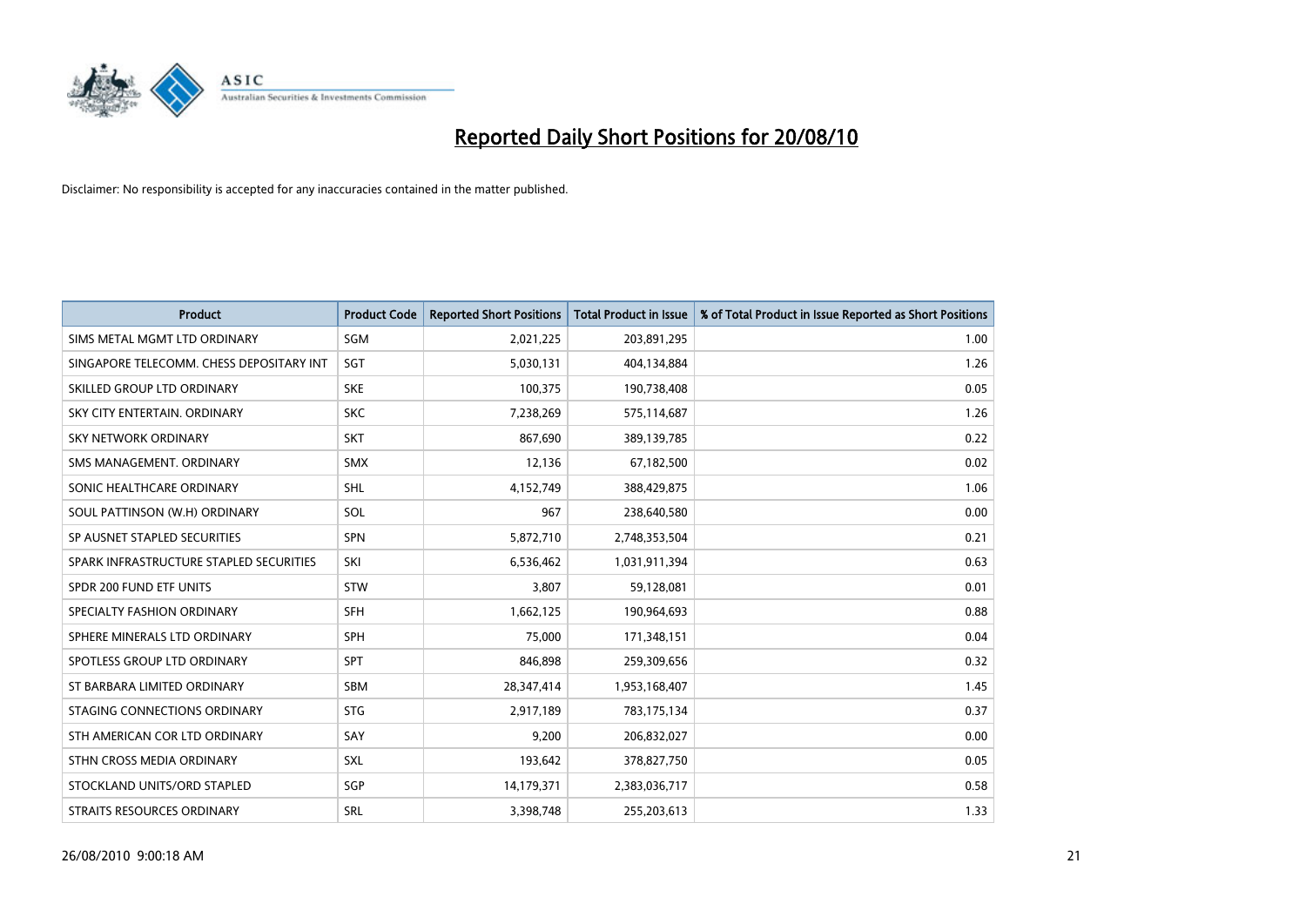# Reported Daily Short Positions for 20/08/10

Disclaimer: No responsibility is accepted for any inaccuracies contained in the matter published.

| Product | Product Code | Reported Short Positions | Total Product in Issue | % of Total Product in Issue Reported as Short Positions |
|---|---|---|---|---|
| SIMS METAL MGMT LTD ORDINARY | SGM | 2,021,225 | 203,891,295 | 1.00 |
| SINGAPORE TELECOMM. CHESS DEPOSITARY INT | SGT | 5,030,131 | 404,134,884 | 1.26 |
| SKILLED GROUP LTD ORDINARY | SKE | 100,375 | 190,738,408 | 0.05 |
| SKY CITY ENTERTAIN. ORDINARY | SKC | 7,238,269 | 575,114,687 | 1.26 |
| SKY NETWORK ORDINARY | SKT | 867,690 | 389,139,785 | 0.22 |
| SMS MANAGEMENT. ORDINARY | SMX | 12,136 | 67,182,500 | 0.02 |
| SONIC HEALTHCARE ORDINARY | SHL | 4,152,749 | 388,429,875 | 1.06 |
| SOUL PATTINSON (W.H) ORDINARY | SOL | 967 | 238,640,580 | 0.00 |
| SP AUSNET STAPLED SECURITIES | SPN | 5,872,710 | 2,748,353,504 | 0.21 |
| SPARK INFRASTRUCTURE STAPLED SECURITIES | SKI | 6,536,462 | 1,031,911,394 | 0.63 |
| SPDR 200 FUND ETF UNITS | STW | 3,807 | 59,128,081 | 0.01 |
| SPECIALTY FASHION ORDINARY | SFH | 1,662,125 | 190,964,693 | 0.88 |
| SPHERE MINERALS LTD ORDINARY | SPH | 75,000 | 171,348,151 | 0.04 |
| SPOTLESS GROUP LTD ORDINARY | SPT | 846,898 | 259,309,656 | 0.32 |
| ST BARBARA LIMITED ORDINARY | SBM | 28,347,414 | 1,953,168,407 | 1.45 |
| STAGING CONNECTIONS ORDINARY | STG | 2,917,189 | 783,175,134 | 0.37 |
| STH AMERICAN COR LTD ORDINARY | SAY | 9,200 | 206,832,027 | 0.00 |
| STHN CROSS MEDIA ORDINARY | SXL | 193,642 | 378,827,750 | 0.05 |
| STOCKLAND UNITS/ORD STAPLED | SGP | 14,179,371 | 2,383,036,717 | 0.58 |
| STRAITS RESOURCES ORDINARY | SRL | 3,398,748 | 255,203,613 | 1.33 |

26/08/2010 9:00:18 AM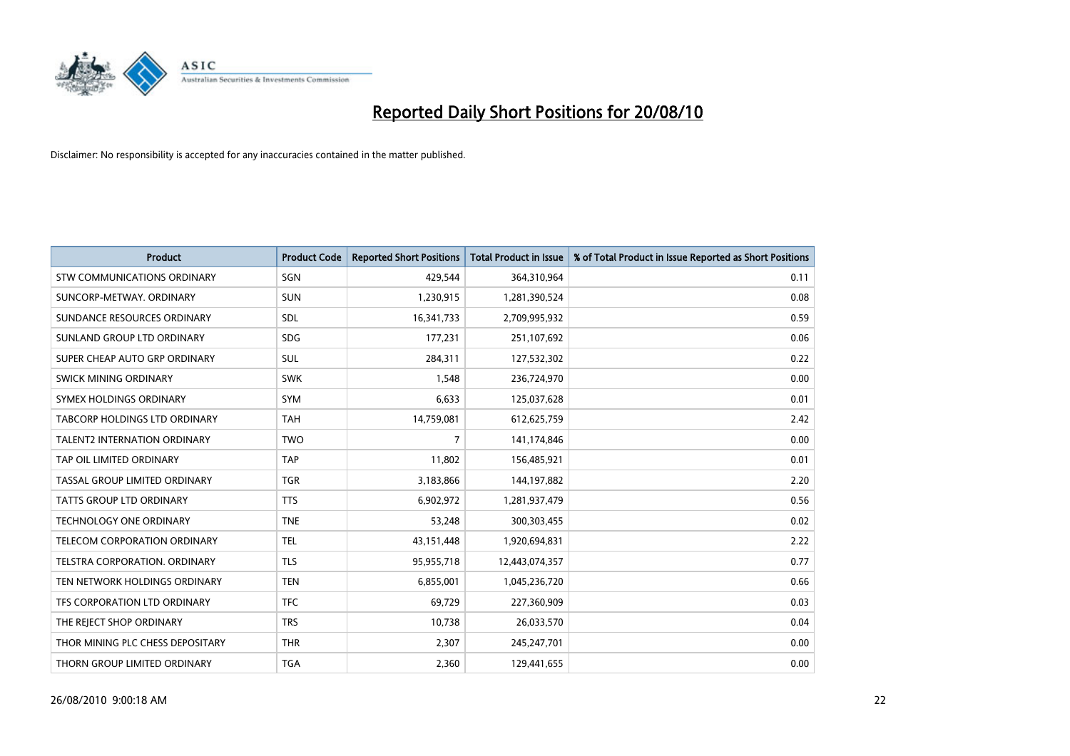# Reported Daily Short Positions for 20/08/10

Disclaimer: No responsibility is accepted for any inaccuracies contained in the matter published.

| Product | Product Code | Reported Short Positions | Total Product in Issue | % of Total Product in Issue Reported as Short Positions |
|---|---|---|---|---|
| STW COMMUNICATIONS ORDINARY | SGN | 429,544 | 364,310,964 | 0.11 |
| SUNCORP-METWAY. ORDINARY | SUN | 1,230,915 | 1,281,390,524 | 0.08 |
| SUNDANCE RESOURCES ORDINARY | SDL | 16,341,733 | 2,709,995,932 | 0.59 |
| SUNLAND GROUP LTD ORDINARY | SDG | 177,231 | 251,107,692 | 0.06 |
| SUPER CHEAP AUTO GRP ORDINARY | SUL | 284,311 | 127,532,302 | 0.22 |
| SWICK MINING ORDINARY | SWK | 1,548 | 236,724,970 | 0.00 |
| SYMEX HOLDINGS ORDINARY | SYM | 6,633 | 125,037,628 | 0.01 |
| TABCORP HOLDINGS LTD ORDINARY | TAH | 14,759,081 | 612,625,759 | 2.42 |
| TALENT2 INTERNATION ORDINARY | TWO | 7 | 141,174,846 | 0.00 |
| TAP OIL LIMITED ORDINARY | TAP | 11,802 | 156,485,921 | 0.01 |
| TASSAL GROUP LIMITED ORDINARY | TGR | 3,183,866 | 144,197,882 | 2.20 |
| TATTS GROUP LTD ORDINARY | TTS | 6,902,972 | 1,281,937,479 | 0.56 |
| TECHNOLOGY ONE ORDINARY | TNE | 53,248 | 300,303,455 | 0.02 |
| TELECOM CORPORATION ORDINARY | TEL | 43,151,448 | 1,920,694,831 | 2.22 |
| TELSTRA CORPORATION. ORDINARY | TLS | 95,955,718 | 12,443,074,357 | 0.77 |
| TEN NETWORK HOLDINGS ORDINARY | TEN | 6,855,001 | 1,045,236,720 | 0.66 |
| TFS CORPORATION LTD ORDINARY | TFC | 69,729 | 227,360,909 | 0.03 |
| THE REJECT SHOP ORDINARY | TRS | 10,738 | 26,033,570 | 0.04 |
| THOR MINING PLC CHESS DEPOSITARY | THR | 2,307 | 245,247,701 | 0.00 |
| THORN GROUP LIMITED ORDINARY | TGA | 2,360 | 129,441,655 | 0.00 |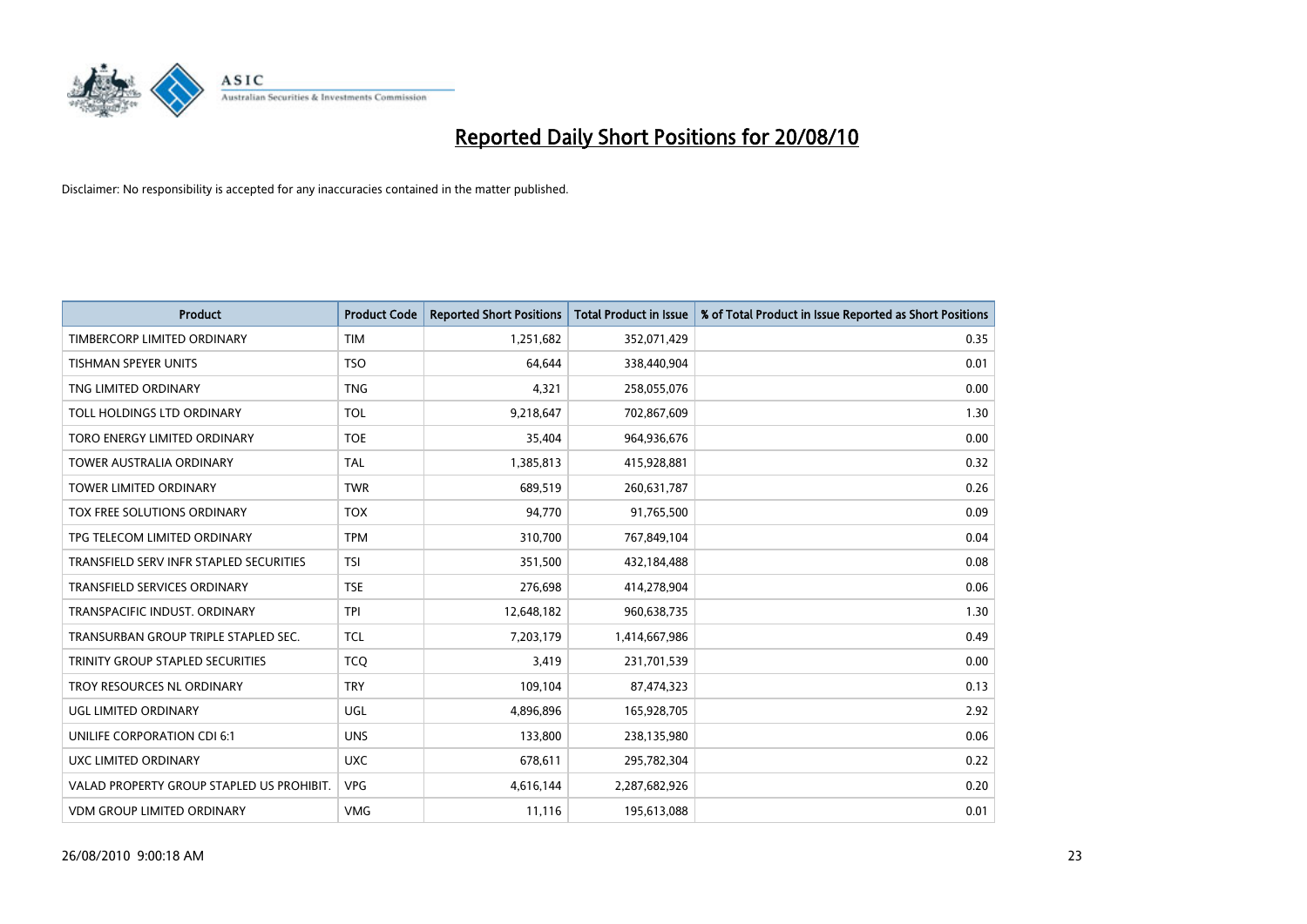# Reported Daily Short Positions for 20/08/10

Disclaimer: No responsibility is accepted for any inaccuracies contained in the matter published.

| Product | Product Code | Reported Short Positions | Total Product in Issue | % of Total Product in Issue Reported as Short Positions |
|---|---|---|---|---|
| TIMBERCORP LIMITED ORDINARY | TIM | 1,251,682 | 352,071,429 | 0.35 |
| TISHMAN SPEYER UNITS | TSO | 64,644 | 338,440,904 | 0.01 |
| TNG LIMITED ORDINARY | TNG | 4,321 | 258,055,076 | 0.00 |
| TOLL HOLDINGS LTD ORDINARY | TOL | 9,218,647 | 702,867,609 | 1.30 |
| TORO ENERGY LIMITED ORDINARY | TOE | 35,404 | 964,936,676 | 0.00 |
| TOWER AUSTRALIA ORDINARY | TAL | 1,385,813 | 415,928,881 | 0.32 |
| TOWER LIMITED ORDINARY | TWR | 689,519 | 260,631,787 | 0.26 |
| TOX FREE SOLUTIONS ORDINARY | TOX | 94,770 | 91,765,500 | 0.09 |
| TPG TELECOM LIMITED ORDINARY | TPM | 310,700 | 767,849,104 | 0.04 |
| TRANSFIELD SERV INFR STAPLED SECURITIES | TSI | 351,500 | 432,184,488 | 0.08 |
| TRANSFIELD SERVICES ORDINARY | TSE | 276,698 | 414,278,904 | 0.06 |
| TRANSPACIFIC INDUST. ORDINARY | TPI | 12,648,182 | 960,638,735 | 1.30 |
| TRANSURBAN GROUP TRIPLE STAPLED SEC. | TCL | 7,203,179 | 1,414,667,986 | 0.49 |
| TRINITY GROUP STAPLED SECURITIES | TCQ | 3,419 | 231,701,539 | 0.00 |
| TROY RESOURCES NL ORDINARY | TRY | 109,104 | 87,474,323 | 0.13 |
| UGL LIMITED ORDINARY | UGL | 4,896,896 | 165,928,705 | 2.92 |
| UNILIFE CORPORATION CDI 6:1 | UNS | 133,800 | 238,135,980 | 0.06 |
| UXC LIMITED ORDINARY | UXC | 678,611 | 295,782,304 | 0.22 |
| VALAD PROPERTY GROUP STAPLED US PROHIBIT. | VPG | 4,616,144 | 2,287,682,926 | 0.20 |
| VDM GROUP LIMITED ORDINARY | VMG | 11,116 | 195,613,088 | 0.01 |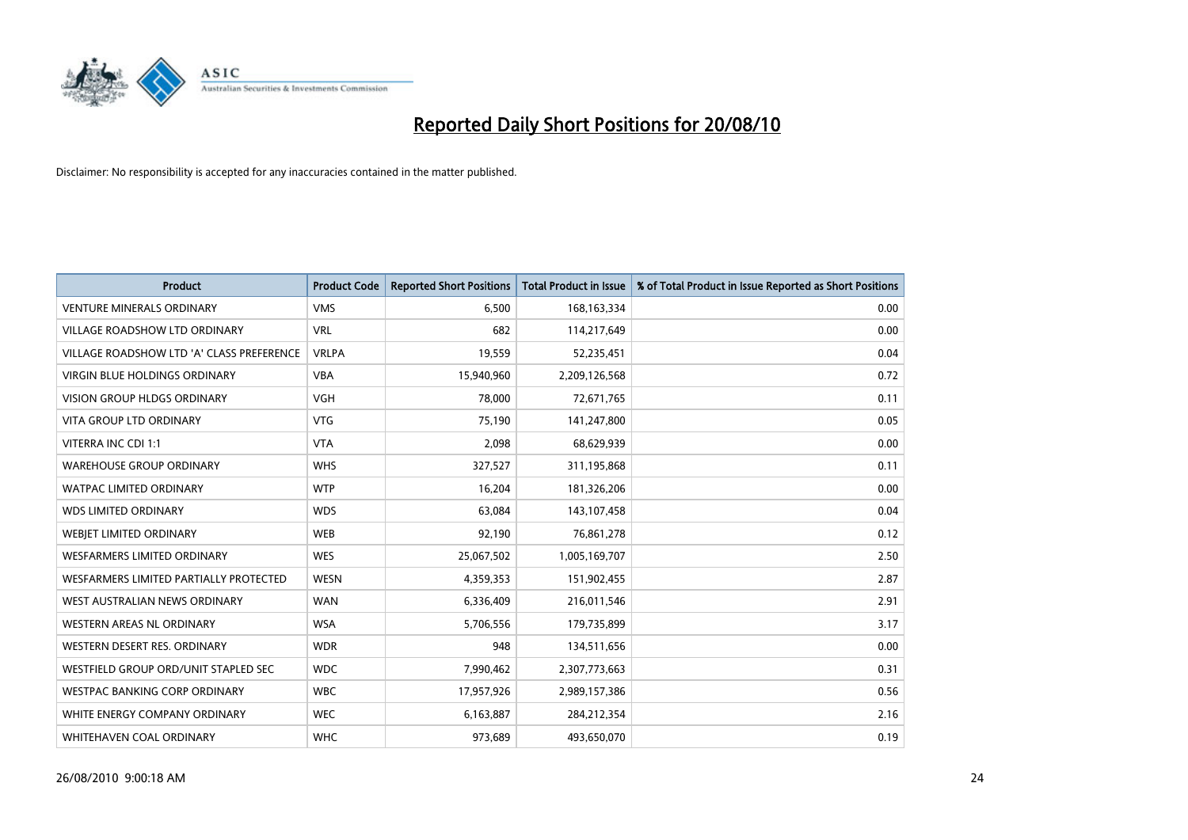# Reported Daily Short Positions for 20/08/10

Disclaimer: No responsibility is accepted for any inaccuracies contained in the matter published.

| Product | Product Code | Reported Short Positions | Total Product in Issue | % of Total Product in Issue Reported as Short Positions |
|---|---|---|---|---|
| VENTURE MINERALS ORDINARY | VMS | 6,500 | 168,163,334 | 0.00 |
| VILLAGE ROADSHOW LTD ORDINARY | VRL | 682 | 114,217,649 | 0.00 |
| VILLAGE ROADSHOW LTD 'A' CLASS PREFERENCE | VRLPA | 19,559 | 52,235,451 | 0.04 |
| VIRGIN BLUE HOLDINGS ORDINARY | VBA | 15,940,960 | 2,209,126,568 | 0.72 |
| VISION GROUP HLDGS ORDINARY | VGH | 78,000 | 72,671,765 | 0.11 |
| VITA GROUP LTD ORDINARY | VTG | 75,190 | 141,247,800 | 0.05 |
| VITERRA INC CDI 1:1 | VTA | 2,098 | 68,629,939 | 0.00 |
| WAREHOUSE GROUP ORDINARY | WHS | 327,527 | 311,195,868 | 0.11 |
| WATPAC LIMITED ORDINARY | WTP | 16,204 | 181,326,206 | 0.00 |
| WDS LIMITED ORDINARY | WDS | 63,084 | 143,107,458 | 0.04 |
| WEBJET LIMITED ORDINARY | WEB | 92,190 | 76,861,278 | 0.12 |
| WESFARMERS LIMITED ORDINARY | WES | 25,067,502 | 1,005,169,707 | 2.50 |
| WESFARMERS LIMITED PARTIALLY PROTECTED | WESN | 4,359,353 | 151,902,455 | 2.87 |
| WEST AUSTRALIAN NEWS ORDINARY | WAN | 6,336,409 | 216,011,546 | 2.91 |
| WESTERN AREAS NL ORDINARY | WSA | 5,706,556 | 179,735,899 | 3.17 |
| WESTERN DESERT RES. ORDINARY | WDR | 948 | 134,511,656 | 0.00 |
| WESTFIELD GROUP ORD/UNIT STAPLED SEC | WDC | 7,990,462 | 2,307,773,663 | 0.31 |
| WESTPAC BANKING CORP ORDINARY | WBC | 17,957,926 | 2,989,157,386 | 0.56 |
| WHITE ENERGY COMPANY ORDINARY | WEC | 6,163,887 | 284,212,354 | 2.16 |
| WHITEHAVEN COAL ORDINARY | WHC | 973,689 | 493,650,070 | 0.19 |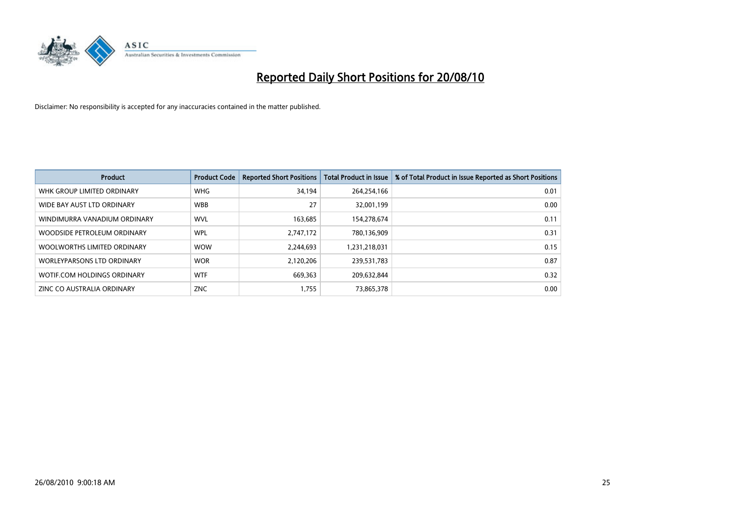# Reported Daily Short Positions for 20/08/10

Disclaimer: No responsibility is accepted for any inaccuracies contained in the matter published.

| Product | Product Code | Reported Short Positions | Total Product in Issue | % of Total Product in Issue Reported as Short Positions |
|---|---|---|---|---|
| WHK GROUP LIMITED ORDINARY | WHG | 34,194 | 264,254,166 | 0.01 |
| WIDE BAY AUST LTD ORDINARY | WBB | 27 | 32,001,199 | 0.00 |
| WINDIMURRA VANADIUM ORDINARY | WVL | 163,685 | 154,278,674 | 0.11 |
| WOODSIDE PETROLEUM ORDINARY | WPL | 2,747,172 | 780,136,909 | 0.31 |
| WOOLWORTHS LIMITED ORDINARY | WOW | 2,244,693 | 1,231,218,031 | 0.15 |
| WORLEYPARSONS LTD ORDINARY | WOR | 2,120,206 | 239,531,783 | 0.87 |
| WOTIF.COM HOLDINGS ORDINARY | WTF | 669,363 | 209,632,844 | 0.32 |
| ZINC CO AUSTRALIA ORDINARY | ZNC | 1,755 | 73,865,378 | 0.00 |

26/08/2010 9:00:18 AM